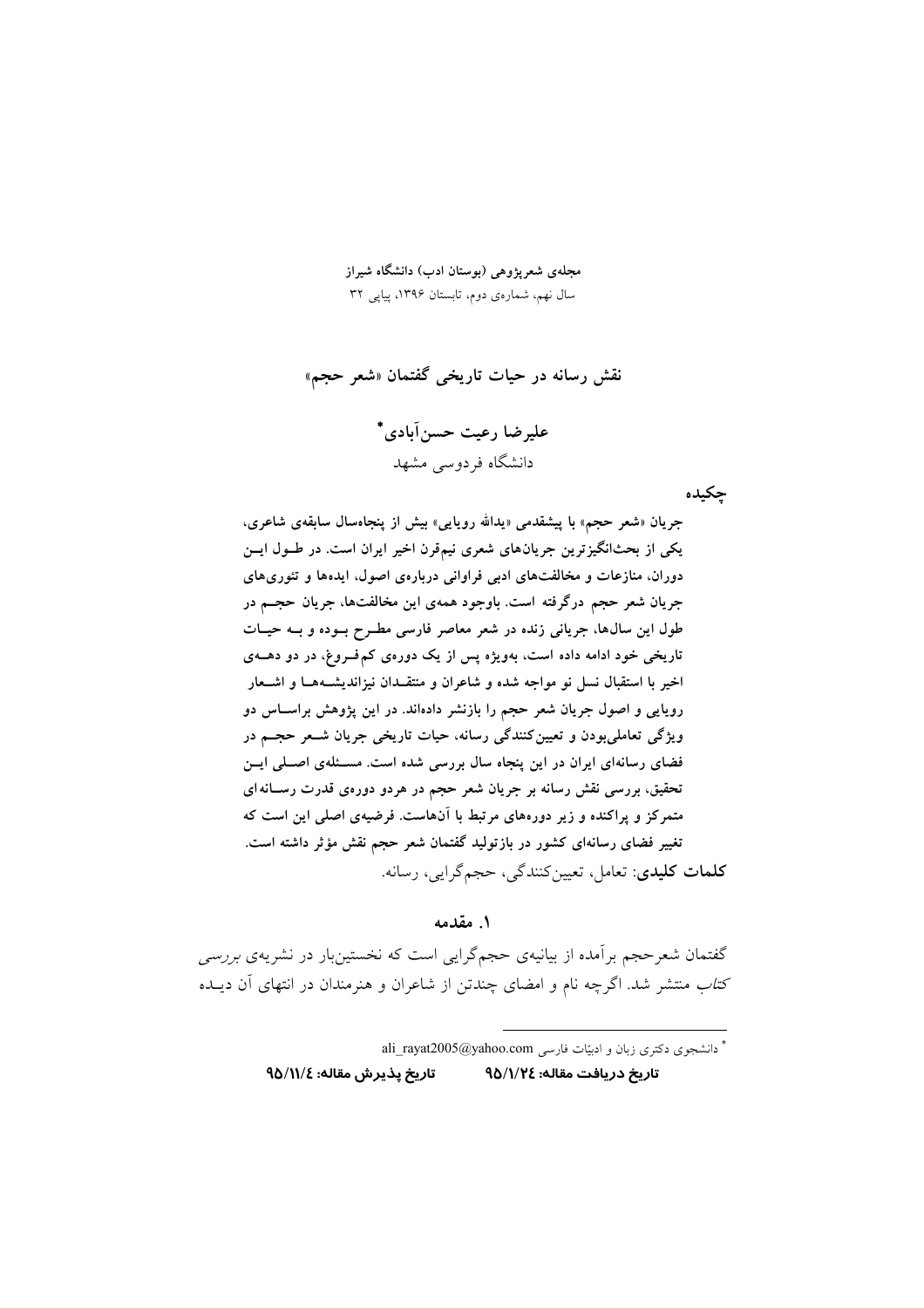مجله‌ی شعرپژوهی (بوستان ادب) دانشگاه شیراز
سال نهم، شماره‌ی دوم، تابستان ۱۳۹۶، پیاپی ۳۲

# نقش رسانه در حیات تاریخی گفتمان «شعر حجم»

**علیرضا رعیت حسن‌آبادی***

دانشگاه فردوسی مشهد

## چکیده

**جریان «شعر حجم» با پیشقدمی «یدالله رویایی» بیش از پنجاه‌سال سابقه‌ی شاعری، یکی از بحث‌انگیزترین جریان‌های شعری نیم‌قرن اخیر ایران است. در طول این دوران، منازعات و مخالفت‌های ادبی فراوانی درباره‌ی اصول، ایده‌ها و تئوری‌های جریان شعر حجم درگرفته است. باوجود همه‌ی این مخالفت‌ها، جریان حجم در طول این سال‌ها، جریانی زنده در شعر معاصر فارسی مطرح بوده و به حیات تاریخی خود ادامه داده است، به‌ویژه پس از یک دوره‌ی کم‌فروغ، در دو دهه‌ی اخیر با استقبال نسل نو مواجه شده و شاعران و منتقدان نیزاندیشه‌ها و اشعار رویایی و اصول جریان شعر حجم را بازنشر داده‌اند. در این پژوهش براساس دو ویژگی تعاملی‌بودن و تعیین‌کنندگی رسانه، حیات تاریخی جریان شعر حجم در فضای رسانه‌ای ایران در این پنجاه سال بررسی شده است. مسئله‌ی اصلی این تحقیق، بررسی نقش رسانه بر جریان شعر حجم در هردو دوره‌ی قدرت رسانه‌ای متمرکز و پراکنده و زیر دوره‌های مرتبط با آن‌هاست. فرضیه‌ی اصلی این است که تغییر فضای رسانه‌ای کشور در بازتولید گفتمان شعر حجم نقش مؤثر داشته است.**

**کلمات کلیدی**: تعامل، تعیین‌کنندگی، حجم‌گرایی، رسانه.

## ۱. مقدمه

گفتمان شعرحجم برآمده از بیانیه‌ی حجم‌گرایی است که نخستین‌بار در نشریه‌ی *بررسی کتاب* منتشر شد. اگرچه نام و امضای چندتن از شاعران و هنرمندان در انتهای آن دیده

---

* دانشجوی دکتری زبان و ادبیّات فارسی ali_rayat2005@yahoo.com

**تاریخ دریافت مقاله: ۹۵/۱/۲۴ تاریخ پذیرش مقاله: ۹۵/۱۱/۴**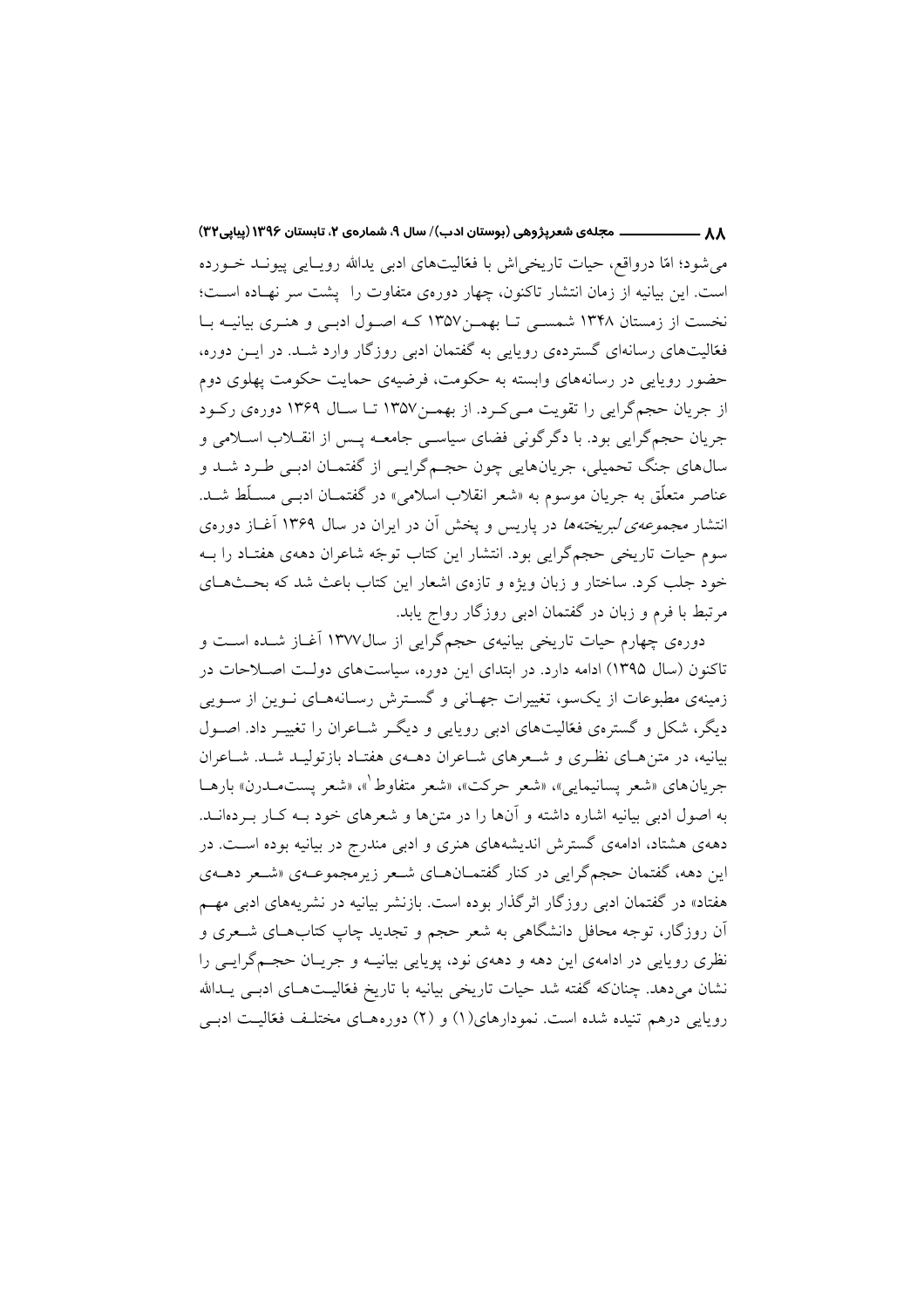می‌شود؛ امّا درواقع، حیات تاریخی‌اش با فعّالیت‌های ادبی یدالله رویایی پیوند خورده است. این بیانیه از زمان انتشار تاکنون، چهار دوره‌ی متفاوت را پشت سر نهاده است؛ نخست از زمستان ۱۳۴۸ شمسی تا بهمن ۱۳۵۷ که اصول ادبی و هنری بیانیه با فعّالیت‌های رسانه‌ای گسترده‌ی رویایی به گفتمان ادبی روزگار وارد شد. در این دوره، حضور رویایی در رسانه‌های وابسته به حکومت، فرضیه‌ی حمایت حکومت پهلوی دوم از جریان حجم‌گرایی را تقویت می‌کرد. از بهمن ۱۳۵۷ تا سال ۱۳۶۹ دوره‌ی رکود جریان حجم‌گرایی بود. با دگرگونی فضای سیاسی جامعه پس از انقلاب اسلامی و سال‌های جنگ تحمیلی، جریان‌هایی چون حجم‌گرایی از گفتمان ادبی طرد شد و عناصر متعلّق به جریان موسوم به «شعر انقلاب اسلامی» در گفتمان ادبی مسلّط شد. انتشار *مجموعه‌ی لبریخته‌ها* در پاریس و پخش آن در ایران در سال ۱۳۶۹ آغاز دوره‌ی سوم حیات تاریخی حجم‌گرایی بود. انتشار این کتاب توجّه شاعران دهه‌ی هفتاد را به خود جلب کرد. ساختار و زبان ویژه و تازه‌ی اشعار این کتاب باعث شد که بحث‌های مرتبط با فرم و زبان در گفتمان ادبی روزگار رواج یابد.

دوره‌ی چهارم حیات تاریخی بیانیه‌ی حجم‌گرایی از سال ۱۳۷۷ آغاز شده است و تاکنون (سال ۱۳۹۵) ادامه دارد. در ابتدای این دوره، سیاست‌های دولت اصلاحات در زمینه‌ی مطبوعات از یک‌سو، تغییرات جهانی و گسترش رسانه‌های نوین از سویی دیگر، شکل و گستره‌ی فعّالیت‌های ادبی رویایی و دیگر شاعران را تغییر داد. اصول بیانیه، در متن‌های نظری و شعرهای شاعران دهه‌ی هفتاد بازتولید شد. شاعران جریان‌های «شعر پسانیمایی»، «شعر حرکت»، «شعر متفاوت[1]»، «شعر پست‌مدرن» بارها به اصول ادبی بیانیه اشاره داشته و آن‌ها را در متن‌ها و شعرهای خود به کار برده‌اند. دهه‌ی هشتاد، ادامه‌ی گسترش اندیشه‌های هنری و ادبی مندرج در بیانیه بوده است. در این دهه، گفتمان حجم‌گرایی در کنار گفتمان‌های شعر زیرمجموعه‌ی «شعر دهه‌ی هفتاد» در گفتمان ادبی روزگار اثرگذار بوده است. بازنشر بیانیه در نشریه‌های ادبی مهم آن روزگار، توجه محافل دانشگاهی به شعر حجم و تجدید چاپ کتاب‌های شعری و نظری رویایی در ادامه‌ی این دهه و دهه‌ی نود، پویایی بیانیه و جریان حجم‌گرایی را نشان می‌دهد. چنان‌که گفته شد حیات تاریخی بیانیه با تاریخ فعّالیت‌های ادبی یدالله رویایی درهم تنیده شده است. نمودارهای (۱) و (۲) دوره‌های مختلف فعّالیت ادبی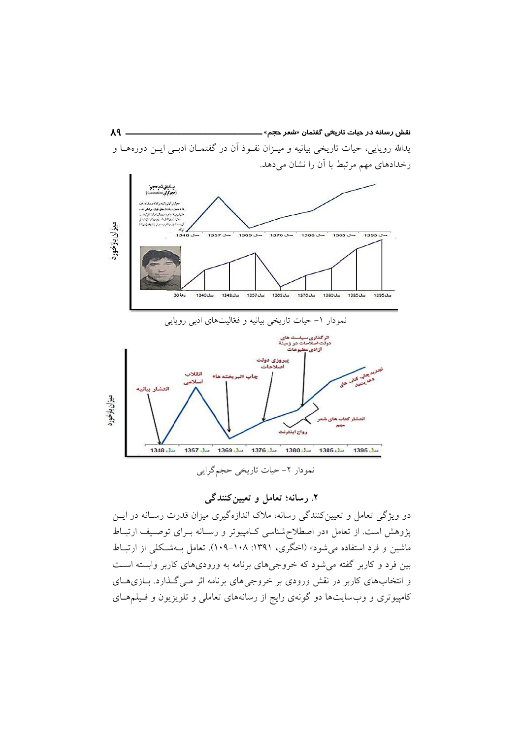یدالله رویایی، حیات تاریخی بیانیه و میزان نفوذ آن در گفتمان ادبی این دوره‌ها و رخدادهای مهم مرتبط با آن را نشان می‌دهد.

نمودار ۱- حیات تاریخی بیانیه و فعّالیت‌های ادبی رویایی

نمودار ۲- حیات تاریخی حجم‌گرایی

## ۲. رسانه؛ تعامل و تعیین‌کنندگی

دو ویژگی تعامل و تعیین‌کنندگی رسانه، ملاک اندازه‌گیری میزان قدرت رسانه در این پژوهش است. از تعامل «در اصطلاح‌شناسی کامپیوتر و رسانه برای توصیف ارتباط ماشین و فرد استفاده می‌شود» (اخگری، ۱۳۹۱: ۱۰۸-۱۰۹). تعامل به‌شکلی از ارتباط بین فرد و کاربر گفته می‌شود که خروجی‌های برنامه به ورودی‌های کاربر وابسته است و انتخاب‌های کاربر در نقش ورودی بر خروجی‌های برنامه اثر می‌گذارد. بازی‌های کامپیوتری و وب‌سایت‌ها دو گونه‌ی رایج از رسانه‌های تعاملی و تلویزیون و فیلم‌های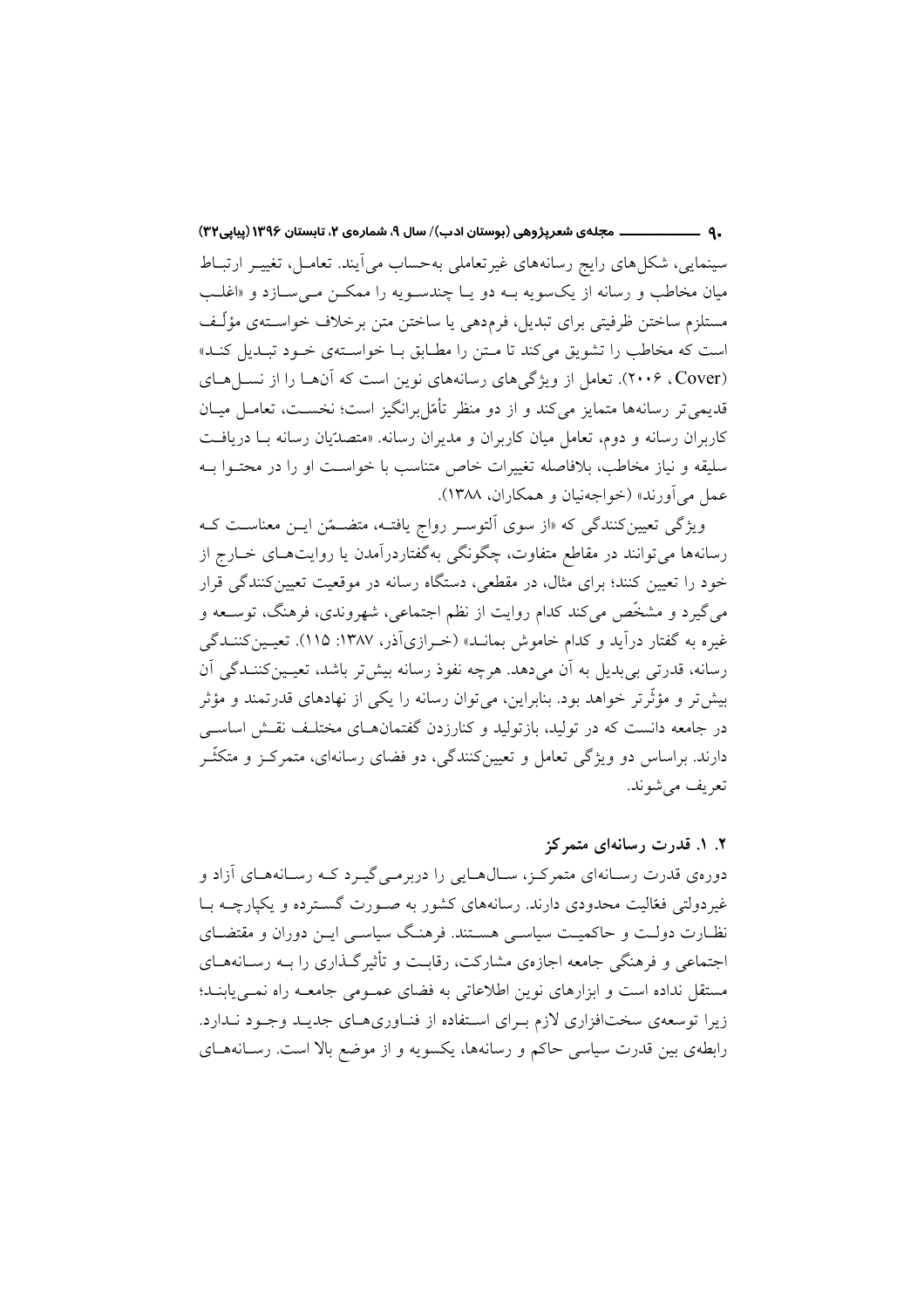سینمایی، شکل‌های رایج رسانه‌های غیرتعاملی به‌حساب می‌آیند. تعامل، تغییر ارتباط میان مخاطب و رسانه از یک‌سویه به دو یا چندسویه را ممکن می‌سازد و «اغلب مستلزم ساختن ظرفیتی برای تبدیل، فرم‌دهی یا ساختن متن برخلاف خواسته‌ی مؤلّف است که مخاطب را تشویق می‌کند تا متن را مطابق با خواسته‌ی خود تبدیل کند» (Cover، ۲۰۰۶). تعامل از ویژگی‌های رسانه‌های نوین است که آن‌ها را از نسل‌های قدیمی‌تر رسانه‌ها متمایز می‌کند و از دو منظر تأمّل‌برانگیز است؛ نخست، تعامل میان کاربران رسانه و دوم، تعامل میان کاربران و مدیران رسانه. «متصدّیان رسانه با دریافت سلیقه و نیاز مخاطب، بلافاصله تغییرات خاص متناسب با خواست او را در محتوا به عمل می‌آورند» (خواجه‌نیان و همکاران، ۱۳۸۸).

ویژگی تعیین‌کنندگی که «از سوی آلتوسر رواج یافته، متضمّن این معناست که رسانه‌ها می‌توانند در مقاطع متفاوت، چگونگی به‌گفتاردرآمدن یا روایت‌های خارج از خود را تعیین کنند؛ برای مثال، در مقطعی، دستگاه رسانه در موقعیت تعیین‌کنندگی قرار می‌گیرد و مشخّص می‌کند کدام روایت از نظم اجتماعی، شهروندی، فرهنگ، توسعه و غیره به گفتار درآید و کدام خاموش بماند» (خرازی‌آذر، ۱۳۸۷: ۱۱۵). تعیین‌کنندگی رسانه، قدرتی بی‌بدیل به آن می‌دهد. هرچه نفوذ رسانه بیش‌تر باشد، تعیین‌کنندگی آن بیش‌تر و مؤثّرتر خواهد بود. بنابراین، می‌توان رسانه را یکی از نهادهای قدرتمند و مؤثر در جامعه دانست که در تولید، بازتولید و کنارزدن گفتمان‌های مختلف نقش اساسی دارند. براساس دو ویژگی تعامل و تعیین‌کنندگی، دو فضای رسانه‌ای، متمرکز و متکثّر تعریف می‌شوند.

### ۲. ۱. قدرت رسانه‌ای متمرکز

دوره‌ی قدرت رسانه‌ای متمرکز، سال‌هایی را دربرمی‌گیرد که رسانه‌های آزاد و غیردولتی فعّالیت محدودی دارند. رسانه‌های کشور به صورت گسترده و یکپارچه با نظارت دولت و حاکمیت سیاسی هستند. فرهنگ سیاسی این دوران و مقتضای اجتماعی و فرهنگی جامعه اجازه‌ی مشارکت، رقابت و تأثیرگذاری را به رسانه‌های مستقل نداده است و ابزارهای نوین اطلاعاتی به فضای عمومی جامعه راه نمی‌یابند؛ زیرا توسعه‌ی سخت‌افزاری لازم برای استفاده از فناوری‌های جدید وجود ندارد. رابطه‌ی بین قدرت سیاسی حاکم و رسانه‌ها، یکسویه و از موضع بالا است. رسانه‌های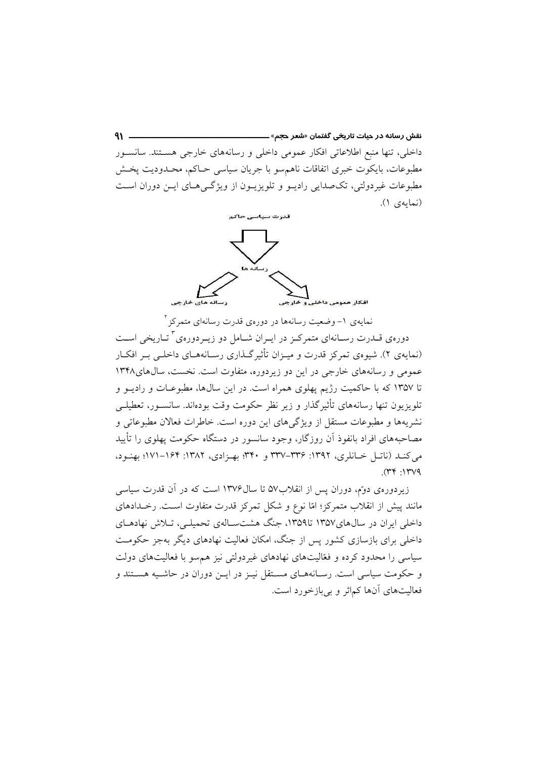داخلی، تنها منبع اطلاعاتی افکار عمومی داخلی و رسانه‌های خارجی هستند. سانسور مطبوعات، بایکوت خبری اتفاقات ناهم‌سو با جریان سیاسی حاکم، محدودیت پخش مطبوعات غیردولتی، تک‌صدایی رادیو و تلویزیون از ویژگی‌های این دوران است (نمایه‌ی ۱).

قدرت سیاسی حاکم

رسانه ها

رسانه های خارجی — افکار عمومی داخلی و خارجی

نمایه‌ی ۱- وضعیت رسانه‌ها در دوره‌ی قدرت رسانه‌ای متمرکز[۲]

دوره‌ی قدرت رسانه‌ای متمرکز در ایران شامل دو زیردوره‌ی[۳] تاریخی است (نمایه‌ی ۲). شیوه‌ی تمرکز قدرت و میزان تأثیرگذاری رسانه‌های داخلی بر افکار عمومی و رسانه‌های خارجی در این دو زیردوره، متفاوت است. نخست، سال‌های۱۳۴۸ تا ۱۳۵۷ که با حاکمیت رژیم پهلوی همراه است. در این سال‌ها، مطبوعات و رادیو و تلویزیون تنها رسانه‌های تأثیرگذار و زیر نظر حکومت وقت بوده‌اند. سانسور، تعطیلی نشریه‌ها و مطبوعات مستقل از ویژگی‌های این دوره است. خاطرات فعالان مطبوعاتی و مصاحبه‌های افراد بانفوذ آن روزگار، وجود سانسور در دستگاه حکومت پهلوی را تأیید می‌کنند (ناتل خانلری، ۱۳۹۲: ۳۳۶-۳۳۷ و ۳۴۰؛ بهزادی، ۱۳۸۲: ۱۶۴-۱۷۱؛ بهنود، ۱۳۷۹: ۳۴).

زیردوره‌ی دوّم، دوران پس از انقلاب۵۷ تا سال۱۳۷۶ است که در آن قدرت سیاسی مانند پیش از انقلاب متمرکز؛ امّا نوع و شکل تمرکز قدرت متفاوت است. رخدادهای داخلی ایران در سال‌های۱۳۵۷ تا۱۳۵۹، جنگ هشت‌ساله‌ی تحمیلی، تلاش نهادهای داخلی برای بازسازی کشور پس از جنگ، امکان فعالیت نهادهای دیگر به‌جز حکومت سیاسی را محدود کرده و فعّالیت‌های نهادهای غیردولتی نیز هم‌سو با فعالیت‌های دولت و حکومت سیاسی است. رسانه‌های مستقل نیز در این دوران در حاشیه هستند و فعالیت‌های آن‌ها کم‌اثر و بی‌بازخورد است.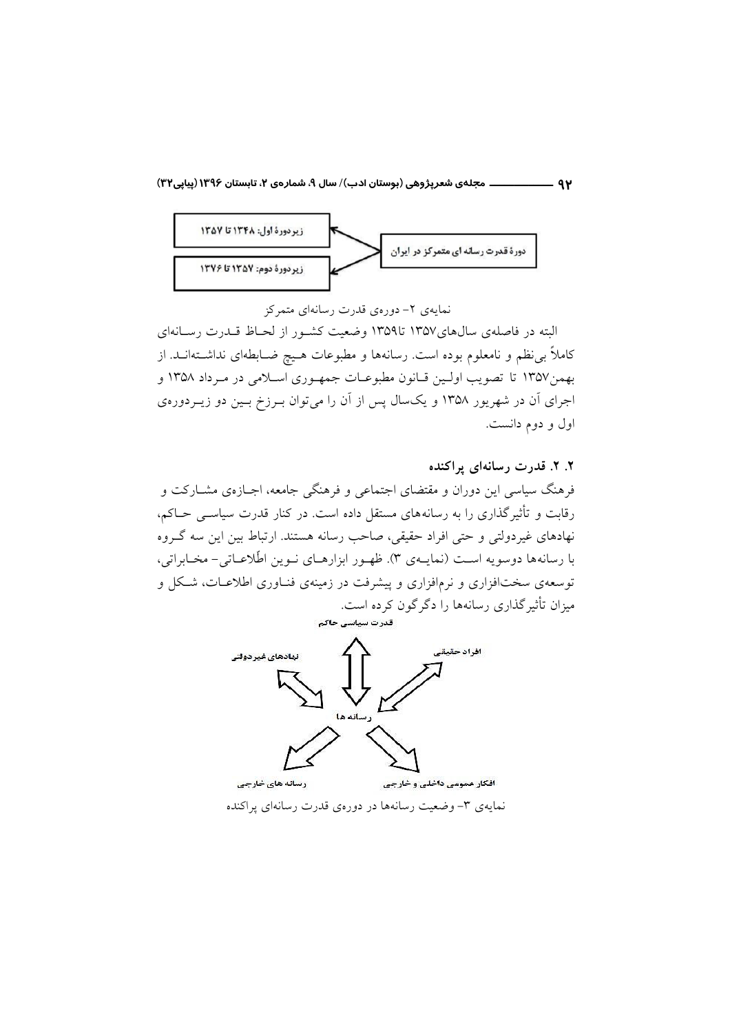زیردورهٔ اول: ۱۳۴۸ تا ۱۳۵۷

دورهٔ قدرت رسانه ای متمرکز در ایران

زیردورهٔ دوم: ۱۳۵۷ تا ۱۳۷۶

نمایه‌ی ۲- دوره‌ی قدرت رسانه‌ای متمرکز

البته در فاصله‌ی سال‌های۱۳۵۷ تا۱۳۵۹ وضعیت کشور از لحاظ قدرت رسانه‌ای کاملاً بی‌نظم و نامعلوم بوده است. رسانه‌ها و مطبوعات هیچ ضابطه‌ای نداشته‌اند. از بهمن۱۳۵۷ تا تصویب اولین قانون مطبوعات جمهوری اسلامی در مرداد ۱۳۵۸ و اجرای آن در شهریور ۱۳۵۸ و یک‌سال پس از آن را می‌توان برزخ بین دو زیردوره‌ی اول و دوم دانست.

## ۲. ۲. قدرت رسانه‌ای پراکنده

فرهنگ سیاسی این دوران و مقتضای اجتماعی و فرهنگی جامعه، اجازه‌ی مشارکت و رقابت و تأثیرگذاری را به رسانه‌های مستقل داده است. در کنار قدرت سیاسی حاکم، نهادهای غیردولتی و حتی افراد حقیقی، صاحب رسانه هستند. ارتباط بین این سه گروه با رسانه‌ها دوسویه است (نمایه‌ی ۳). ظهور ابزارهای نوین اطّلاعاتی- مخابراتی، توسعه‌ی سخت‌افزاری و نرم‌افزاری و پیشرفت در زمینه‌ی فناوری اطلاعات، شکل و میزان تأثیرگذاری رسانه‌ها را دگرگون کرده است.

قدرت سیاسی حاکم

نهادهای غیردولتی

افراد حقیقی

رسانه ها

رسانه های خارجی

افکار عمومی داخلی و خارجی

نمایه‌ی ۳- وضعیت رسانه‌ها در دوره‌ی قدرت رسانه‌ای پراکنده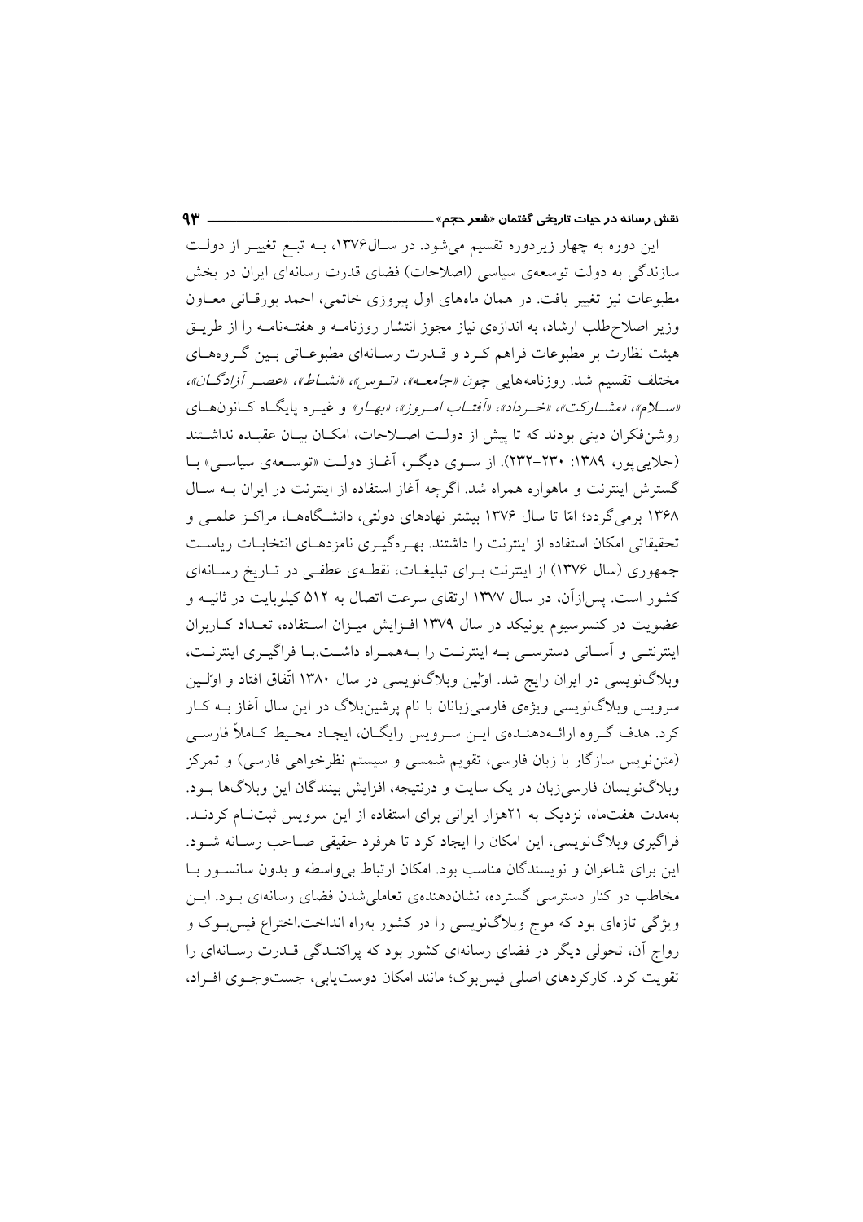این دوره به چهار زیردوره تقسیم می‌شود. در سال۱۳۷۶، به تبع تغییر از دولت سازندگی به دولت توسعه‌ی سیاسی (اصلاحات) فضای قدرت رسانه‌ای ایران در بخش مطبوعات نیز تغییر یافت. در همان ماه‌های اول پیروزی خاتمی، احمد بورقانی معاون وزیر اصلاح‌طلب ارشاد، به اندازه‌ی نیاز مجوز انتشار روزنامه و هفته‌نامه را از طریق هیئت نظارت بر مطبوعات فراهم کرد و قدرت رسانه‌ای مطبوعاتی بین گروه‌های مختلف تقسیم شد. روزنامه‌هایی چون *«جامعه»، «توس»، «نشاط»، «عصر آزادگان»، «سلام»، «مشارکت»، «خرداد»، «آفتاب امروز»، «بهار»* و غیره پایگاه کانون‌های روشن‌فکران دینی بودند که تا پیش از دولت اصلاحات، امکان بیان عقیده نداشتند (جلایی‌پور، ۱۳۸۹: ۲۳۰-۲۳۲). از سوی دیگر، آغاز دولت «توسعه‌ی سیاسی» با گسترش اینترنت و ماهواره همراه شد. اگرچه آغاز استفاده از اینترنت در ایران به سال ۱۳۶۸ برمی‌گردد؛ امّا تا سال ۱۳۷۶ بیشتر نهادهای دولتی، دانشگاه‌ها، مراکز علمی و تحقیقاتی امکان استفاده از اینترنت را داشتند. بهره‌گیری نامزدهای انتخابات ریاست جمهوری (سال ۱۳۷۶) از اینترنت برای تبلیغات، نقطه‌ی عطفی در تاریخ رسانه‌ای کشور است. پس‌ازآن، در سال ۱۳۷۷ ارتقای سرعت اتصال به ۵۱۲ کیلوبایت در ثانیه و عضویت در کنسرسیوم یونیکد در سال ۱۳۷۹ افزایش میزان استفاده، تعداد کاربران اینترنتی و آسانی دسترسی به اینترنت را به‌همراه داشت.با فراگیری اینترنت، وبلاگ‌نویسی در ایران رایج شد. اوّلین وبلاگ‌نویسی در سال ۱۳۸۰ اتّفاق افتاد و اوّلین سرویس وبلاگ‌نویسی ویژه‌ی فارسی‌زبانان با نام پرشین‌بلاگ در این سال آغاز به کار کرد. هدف گروه ارائه‌دهنده‌ی این سرویس رایگان، ایجاد محیط کاملاً فارسی (متن‌نویس سازگار با زبان فارسی، تقویم شمسی و سیستم نظرخواهی فارسی) و تمرکز وبلاگ‌نویسان فارسی‌زبان در یک سایت و درنتیجه، افزایش بینندگان این وبلاگ‌ها بود. به‌مدت هفت‌ماه، نزدیک به ۲۱هزار ایرانی برای استفاده از این سرویس ثبت‌نام کردند. فراگیری وبلاگ‌نویسی، این امکان را ایجاد کرد تا هرفرد حقیقی صاحب رسانه شود. این برای شاعران و نویسندگان مناسب بود. امکان ارتباط بی‌واسطه و بدون سانسور با مخاطب در کنار دسترسی گسترده، نشان‌دهنده‌ی تعاملی‌شدن فضای رسانه‌ای بود. این ویژگی تازه‌ای بود که موج وبلاگ‌نویسی را در کشور به‌راه انداخت.اختراع فیس‌بوک و رواج آن، تحولی دیگر در فضای رسانه‌ای کشور بود که پراکندگی قدرت رسانه‌ای را تقویت کرد. کارکردهای اصلی فیس‌بوک؛ مانند امکان دوست‌یابی، جست‌وجوی افراد،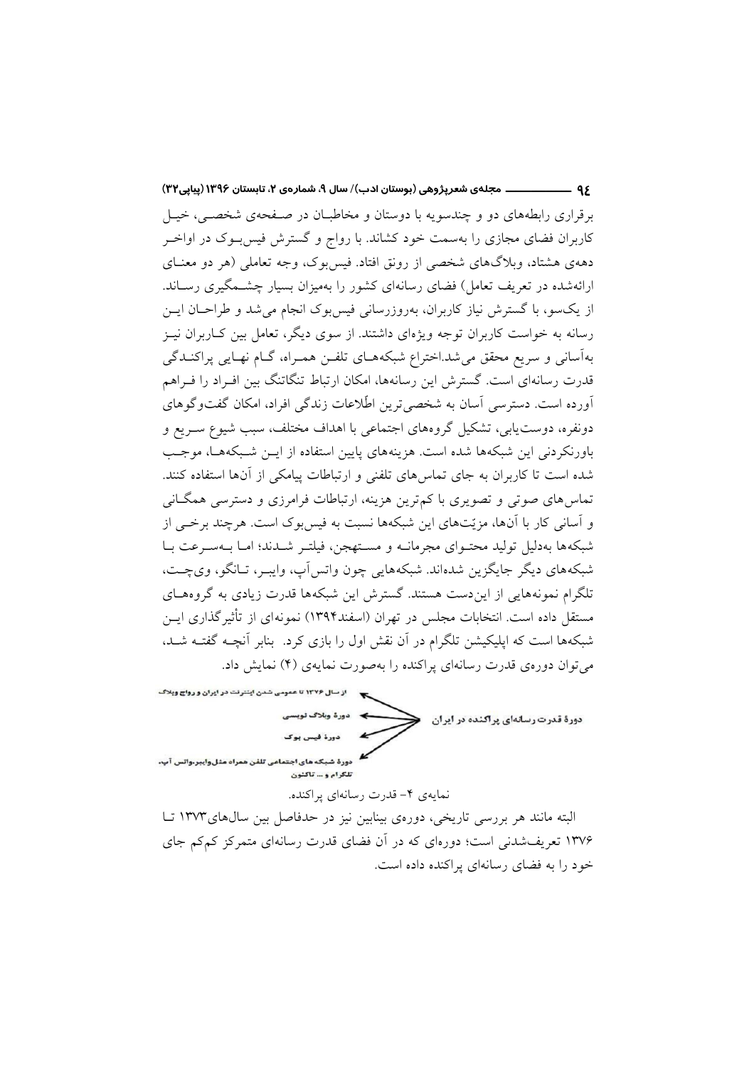برقراری رابطه‌های دو و چندسویه با دوستان و مخاطبان در صفحه‌ی شخصی، خیل کاربران فضای مجازی را به‌سمت خود کشاند. با رواج و گسترش فیس‌بوک در اواخر دهه‌ی هشتاد، وبلاگ‌های شخصی از رونق افتاد. فیس‌بوک، وجه تعاملی (هر دو معنای ارائه‌شده در تعریف تعامل) فضای رسانه‌ای کشور را به‌میزان بسیار چشمگیری رساند. از یک‌سو، با گسترش نیاز کاربران، به‌روزرسانی فیس‌بوک انجام می‌شد و طراحان این رسانه به خواست کاربران توجه ویژه‌ای داشتند. از سوی دیگر، تعامل بین کاربران نیز به‌آسانی و سریع محقق می‌شد.اختراع شبکه‌های تلفن همراه، گام نهایی پراکندگی قدرت رسانه‌ای است. گسترش این رسانه‌ها، امکان ارتباط تنگاتنگ بین افراد را فراهم آورده است. دسترسی آسان به شخصی‌ترین اطّلاعات زندگی افراد، امکان گفت‌وگوهای دونفره، دوست‌یابی، تشکیل گروه‌های اجتماعی با اهداف مختلف، سبب شیوع سریع و باورنکردنی این شبکه‌ها شده است. هزینه‌های پایین استفاده از این شبکه‌ها، موجب شده است تا کاربران به جای تماس‌های تلفنی و ارتباطات پیامکی از آن‌ها استفاده کنند. تماس‌های صوتی و تصویری با کم‌ترین هزینه، ارتباطات فرامرزی و دسترسی همگانی و آسانی کار با آن‌ها، مزیّت‌های این شبکه‌ها نسبت به فیس‌بوک است. هرچند برخی از شبکه‌ها به‌دلیل تولید محتوای مجرمانه و مستهجن، فیلتر شدند؛ اما به‌سرعت با شبکه‌های دیگر جایگزین شده‌اند. شبکه‌هایی چون واتس‌آپ، وایبر، تانگو، وی‌چت، تلگرام نمونه‌هایی از این‌دست هستند. گسترش این شبکه‌ها قدرت زیادی به گروه‌های مستقل داده است. انتخابات مجلس در تهران (اسفند۱۳۹۴) نمونه‌ای از تأثیرگذاری این شبکه‌ها است که اپلیکیشن تلگرام در آن نقش اول را بازی کرد. بنابر آنچه گفته شد، می‌توان دوره‌ی قدرت رسانه‌ای پراکنده را به‌صورت نمایه‌ی (۴) نمایش داد.

دورهٔ قدرت رسانه‌ای پراکنده در ایران:
- از سال ۱۳۷۶ تا عمومی شدن اینترنت در ایران و رواج وبلاگ
- دورهٔ وبلاگ نویسی
- دورهٔ فیس بوک
- دورهٔ شبکه های اجتماعی تلفن همراه مثل وایبر، واتس آپ، تلگرام و ... تاکنون

نمایه‌ی ۴- قدرت رسانه‌ای پراکنده.

البته مانند هر بررسی تاریخی، دوره‌ی بینابین نیز در حدفاصل بین سال‌های۱۳۷۳ تا ۱۳۷۶ تعریف‌شدنی است؛ دوره‌ای که در آن فضای قدرت رسانه‌ای متمرکز کم‌کم جای خود را به فضای رسانه‌ای پراکنده داده است.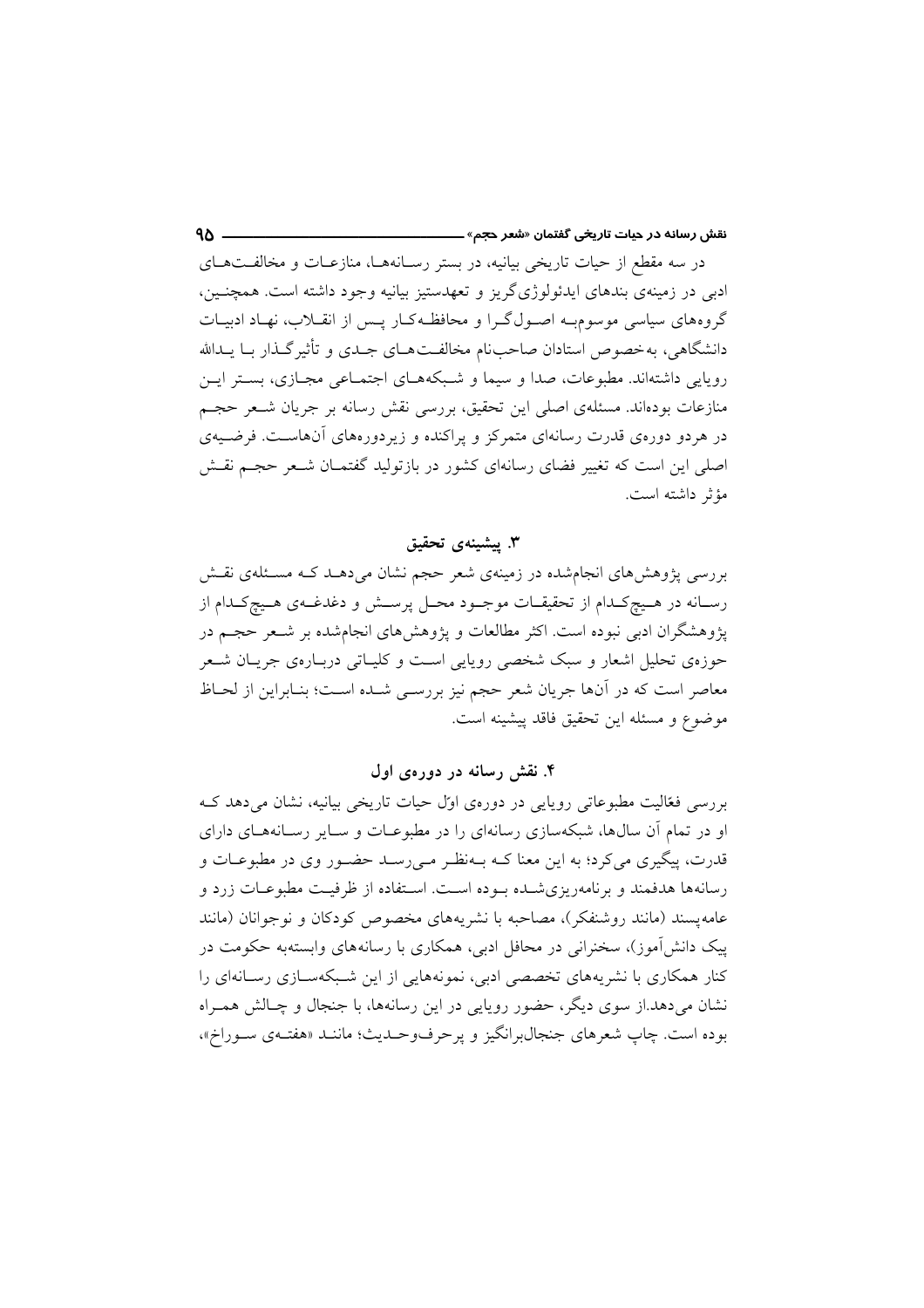در سه مقطع از حیات تاریخی بیانیه، در بستر رسانه‌ها، منازعات و مخالفت‌های ادبی در زمینه‌ی بندهای ایدئولوژی‌گریز و تعهدستیز بیانیه وجود داشته است. همچنین، گروه‌های سیاسی موسوم‌به اصولگرا و محافظه‌کار پس از انقلاب، نهاد ادبیات دانشگاهی، به‌خصوص استادان صاحب‌نام مخالفت‌های جدی و تأثیرگذار با یدالله رویایی داشته‌اند. مطبوعات، صدا و سیما و شبکه‌های اجتماعی مجازی، بستر این منازعات بوده‌اند. مسئله‌ی اصلی این تحقیق، بررسی نقش رسانه بر جریان شعر حجم در هردو دوره‌ی قدرت رسانه‌ای متمرکز و پراکنده و زیردوره‌های آن‌هاست. فرضیه‌ی اصلی این است که تغییر فضای رسانه‌ای کشور در بازتولید گفتمان شعر حجم نقش مؤثر داشته است.

## ۳. پیشینه‌ی تحقیق

بررسی پژوهش‌های انجام‌شده در زمینه‌ی شعر حجم نشان می‌دهد که مسئله‌ی نقش رسانه در هیچ‌کدام از تحقیقات موجود محل پرسش و دغدغه‌ی هیچ‌کدام از پژوهشگران ادبی نبوده است. اکثر مطالعات و پژوهش‌های انجام‌شده بر شعر حجم در حوزه‌ی تحلیل اشعار و سبک شخصی رویایی است و کلیاتی درباره‌ی جریان شعر معاصر است که در آن‌ها جریان شعر حجم نیز بررسی شده است؛ بنابراین از لحاظ موضوع و مسئله این تحقیق فاقد پیشینه است.

## ۴. نقش رسانه در دوره‌ی اول

بررسی فعّالیت مطبوعاتی رویایی در دوره‌ی اوّل حیات تاریخی بیانیه، نشان می‌دهد که او در تمام آن سال‌ها، شبکه‌سازی رسانه‌ای را در مطبوعات و سایر رسانه‌های دارای قدرت، پیگیری می‌کرد؛ به این معنا که به‌نظر می‌رسد حضور وی در مطبوعات و رسانه‌ها هدفمند و برنامه‌ریزی‌شده بوده است. استفاده از ظرفیت مطبوعات زرد و عامه‌پسند (مانند روشنفکر)، مصاحبه با نشریه‌های مخصوص کودکان و نوجوانان (مانند پیک دانش‌آموز)، سخنرانی در محافل ادبی، همکاری با رسانه‌های وابسته‌به حکومت در کنار همکاری با نشریه‌های تخصصی ادبی، نمونه‌هایی از این شبکه‌سازی رسانه‌ای را نشان می‌دهد.از سوی دیگر، حضور رویایی در این رسانه‌ها، با جنجال و چالش همراه بوده است. چاپ شعرهای جنجال‌برانگیز و پرحرف‌وحدیث؛ مانند «هفته‌ی سوراخ»،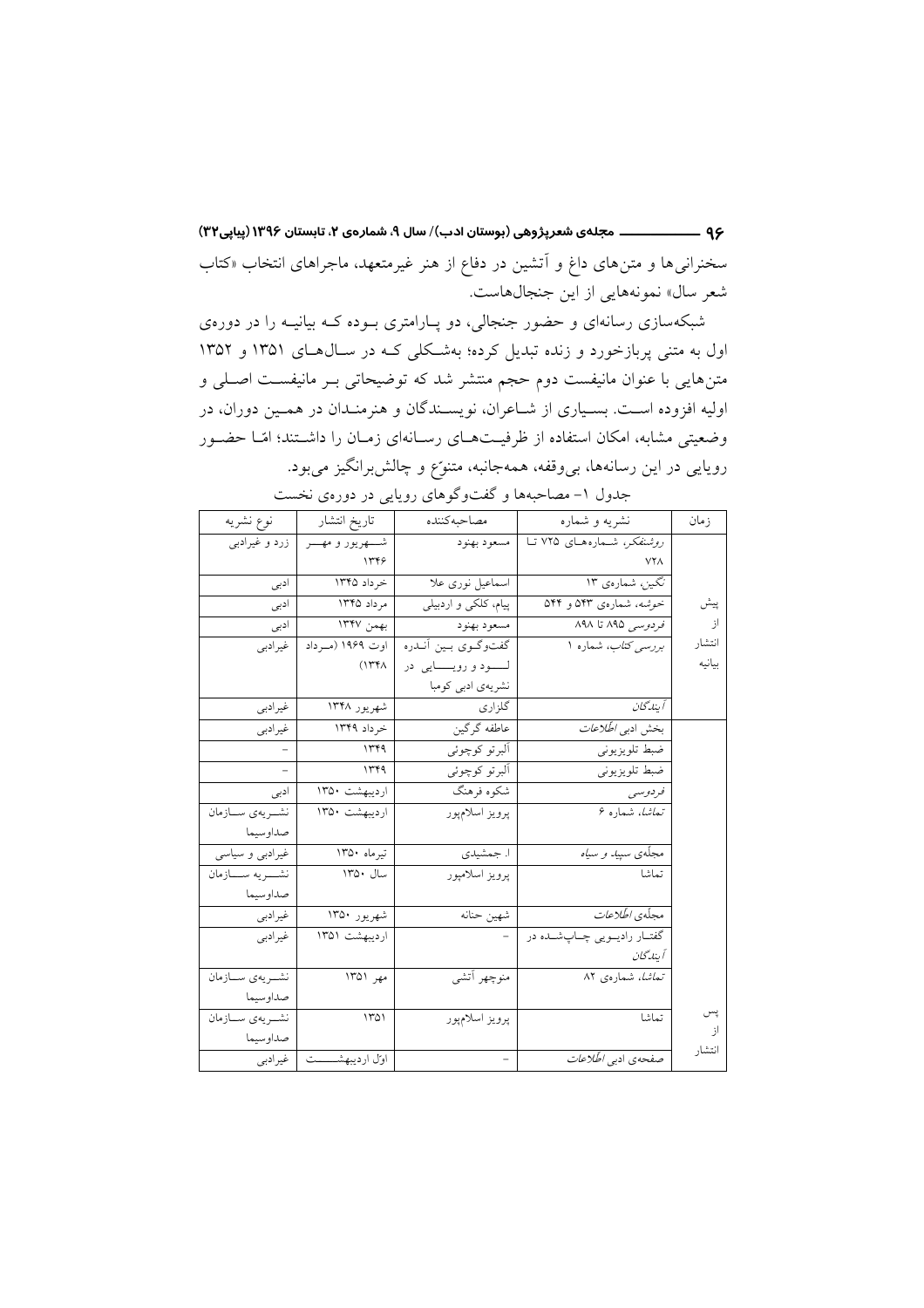سخنرانی‌ها و متن‌های داغ و آتشین در دفاع از هنر غیرمتعهد، ماجراهای انتخاب «کتاب شعر سال» نمونه‌هایی از این جنجال‌هاست.

شبکه‌سازی رسانه‌ای و حضور جنجالی، دو پارامتری بوده که بیانیه را در دوره‌ی اول به متنی پربازخورد و زنده تبدیل کرده؛ به‌شکلی که در سال‌های ۱۳۵۱ و ۱۳۵۲ متن‌هایی با عنوان مانیفست دوم حجم منتشر شد که توضیحاتی بر مانیفست اصلی و اولیه افزوده است. بسیاری از شاعران، نویسندگان و هنرمندان در همین دوران، در وضعیتی مشابه، امکان استفاده از ظرفیت‌های رسانه‌ای زمان را داشتند؛ امّا حضور رویایی در این رسانه‌ها، بی‌وقفه، همه‌جانبه، متنوّع و چالش‌برانگیز می‌بود.

جدول ۱- مصاحبه‌ها و گفت‌وگوهای رویایی در دوره‌ی نخست

| زمان | نشریه و شماره | مصاحبه‌کننده | تاریخ انتشار | نوع نشریه |
|---|---|---|---|---|
| پیش از انتشار بیانیه | *روشنفکر*، شماره‌های ۷۲۵ تا ۷۲۸ | مسعود بهنود | شهریور و مهر ۱۳۴۶ | زرد و غیرادبی |
| | *نگین*، شماره‌ی ۱۳ | اسماعیل نوری علا | خرداد ۱۳۴۵ | ادبی |
| | *خوشه*، شماره‌ی ۵۴۳ و ۵۴۴ | پیام، کلکی و اردبیلی | مرداد ۱۳۴۵ | ادبی |
| | *فردوسی* ۸۹۵ تا ۸۹۸ | مسعود بهنود | بهمن ۱۳۴۷ | ادبی |
| | *بررسی کتاب*، شماره ۱ | گفت‌وگوی بین آندره لود و رویایی در نشریه‌ی ادبی کومبا | اوت ۱۹۶۹ (مرداد ۱۳۴۸) | غیرادبی |
| | *آیندگان* | گلزاری | شهریور ۱۳۴۸ | غیرادبی |
| پس از انتشار | بخش ادبی *اطلاعات* | عاطفه گرگین | خرداد ۱۳۴۹ | غیرادبی |
| | ضبط تلویزیونی | آلبرتو کوچوئی | ۱۳۴۹ | - |
| | ضبط تلویزیونی | آلبرتو کوچوئی | ۱۳۴۹ | - |
| | *فردوسی* | شکوه فرهنگ | اردیبهشت ۱۳۵۰ | ادبی |
| | *تماشا*، شماره ۶ | پرویز اسلام‌پور | اردیبهشت ۱۳۵۰ | نشریه‌ی سازمان صداوسیما |
| | مجلّه‌ی *سپید و سیاه* | ا. جمشیدی | تیرماه ۱۳۵۰ | غیرادبی و سیاسی |
| | تماشا | پرویز اسلام‌پور | سال ۱۳۵۰ | نشریه سازمان صداوسیما |
| | مجلّه‌ی *اطلاعات* | شهین حنانه | شهریور ۱۳۵۰ | غیرادبی |
| | گفتار رادیویی چاپ‌شده در *آیندگان* | - | اردیبهشت ۱۳۵۱ | غیرادبی |
| | *تماشا*، شماره‌ی ۸۲ | منوچهر آتشی | مهر ۱۳۵۱ | نشریه‌ی سازمان صداوسیما |
| | تماشا | پرویز اسلام‌پور | ۱۳۵۱ | نشریه‌ی سازمان صداوسیما |
| | صفحه‌ی ادبی *اطلاعات* | - | اوّل اردیبهشت | غیرادبی |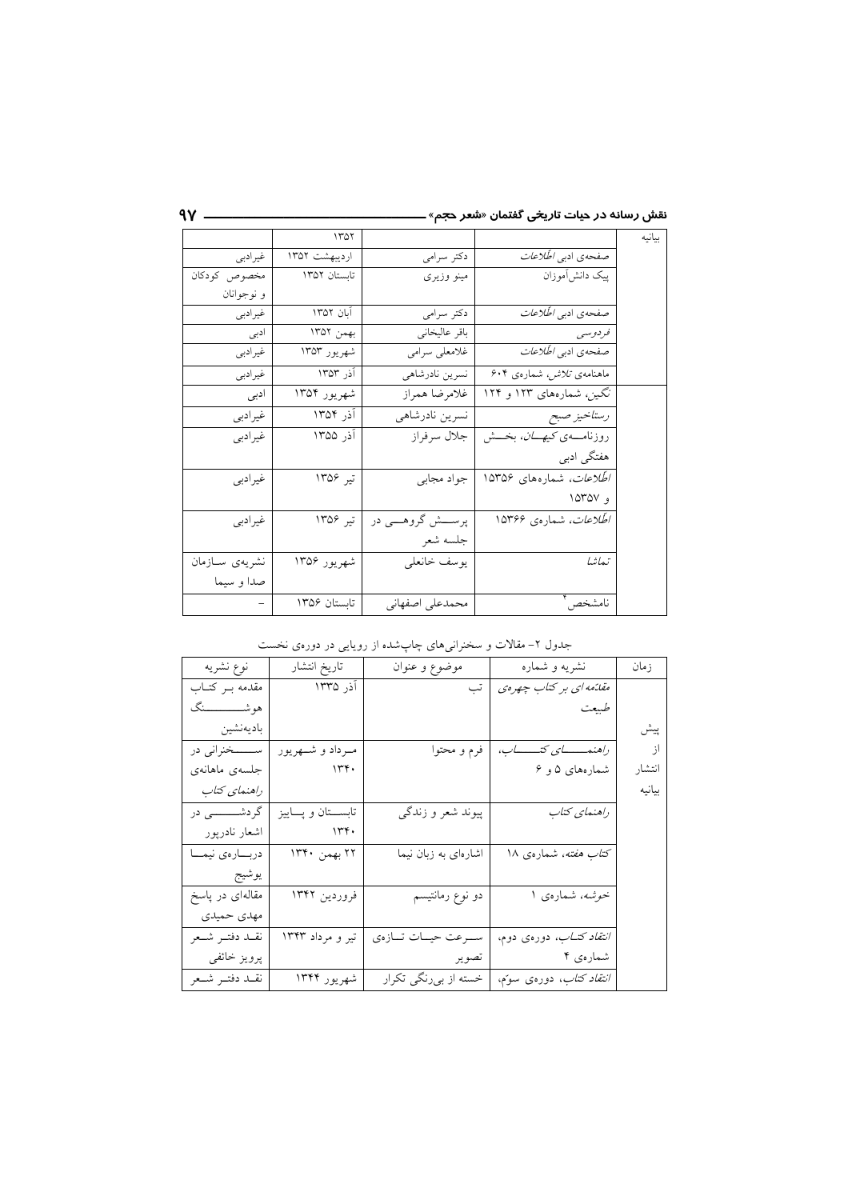| | | | | بیانیه |
|---|---|---|---|---|
| | ۱۳۵۲ | | | |
| غیرادبی | اردیبهشت ۱۳۵۲ | دکتر سرامی | صفحه‌ی ادبی *اطلاعات* | |
| مخصوص کودکان و نوجوانان | تابستان ۱۳۵۲ | مینو وزیری | پیک دانش‌آموزان | |
| غیرادبی | آبان ۱۳۵۲ | دکتر سرامی | صفحه‌ی ادبی *اطلاعات* | |
| ادبی | بهمن ۱۳۵۲ | باقر عالیخانی | *فردوسی* | |
| غیرادبی | شهریور ۱۳۵۳ | غلامعلی سرامی | صفحه‌ی ادبی *اطلاعات* | |
| غیرادبی | آذر ۱۳۵۳ | نسرین نادرشاهی | ماهنامه‌ی *تلاش*، شماره‌ی ۶۰۴ | |
| ادبی | شهریور ۱۳۵۴ | غلامرضا همراز | *نگین*، شماره‌های ۱۲۳ و ۱۲۴ | |
| غیرادبی | آذر ۱۳۵۴ | نسرین نادرشاهی | *رستاخیز صبح* | |
| غیرادبی | آذر ۱۳۵۵ | جلال سرفراز | روزنامه‌ی *کیهان*، بخش هفتگی ادبی | |
| غیرادبی | تیر ۱۳۵۶ | جواد مجابی | *اطلاعات*، شماره‌های ۱۵۳۵۶ و ۱۵۳۵۷ | |
| غیرادبی | تیر ۱۳۵۶ | پرسش گروهی در جلسه شعر | *اطلاعات*، شماره‌ی ۱۵۳۶۶ | |
| نشریه‌ی سازمان صدا و سیما | شهریور ۱۳۵۶ | یوسف خانعلی | *تماشا* | |
| - | تابستان ۱۳۵۶ | محمدعلی اصفهانی | نامشخص[۲] | |

جدول ۲- مقالات و سخنرانی‌های چاپ‌شده از رویایی در دوره‌ی نخست

| نوع نشریه | تاریخ انتشار | موضوع و عنوان | نشریه و شماره | زمان |
|---|---|---|---|---|
| مقدمه بر کتاب هوشنگ بادیه‌نشین | آذر ۱۳۳۵ | تب | *مقدمه‌ای بر کتاب چهره‌ی طبیعت* | پیش از انتشار بیانیه |
| سخنرانی در جلسه‌ی ماهانه‌ی *راهنمای کتاب* | مرداد و شهریور ۱۳۴۰ | فرم و محتوا | *راهنمای کتاب*، شماره‌های ۵ و ۶ | |
| گردشی در اشعار نادرپور | تابستان و پاییز ۱۳۴۰ | پیوند شعر و زندگی | *راهنمای کتاب* | |
| درباره‌ی نیما یوشیج | ۲۲ بهمن ۱۳۴۰ | اشاره‌ای به زبان نیما | *کتاب هفته*، شماره‌ی ۱۸ | |
| مقاله‌ای در پاسخ مهدی حمیدی | فروردین ۱۳۴۲ | دو نوع رمانتیسم | *خوشه*، شماره‌ی ۱ | |
| نقد دفتر شعر پرویز خائفی | تیر و مرداد ۱۳۴۳ | سرعت حیات تازه‌ی تصویر | *انتقاد کتاب*، دوره‌ی دوم، شماره‌ی ۴ | |
| نقد دفتر شعر | شهریور ۱۳۴۴ | خسته از بی‌رنگی تکرار | *انتقاد کتاب*، دوره‌ی سوم، | |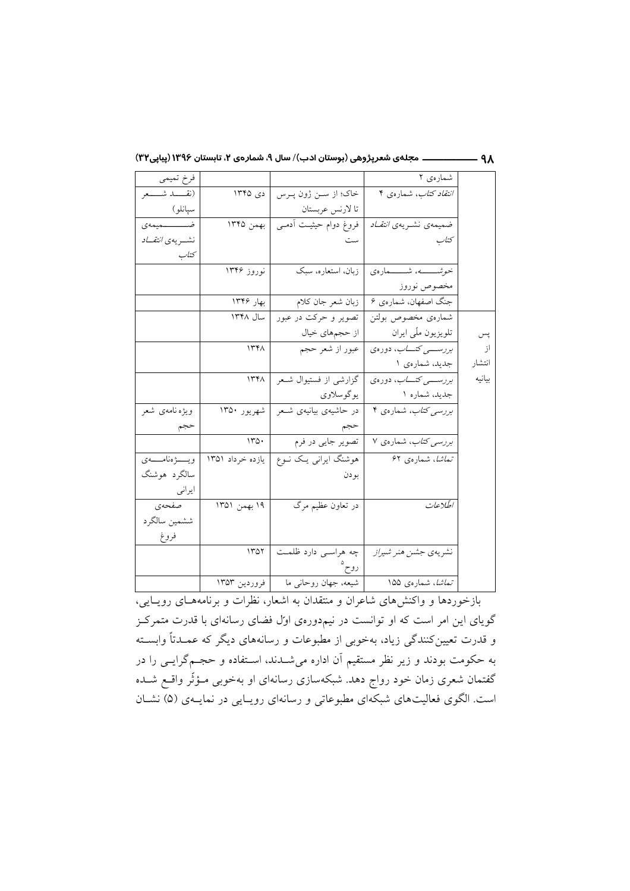| | شماره‌ی ۲ | | | فرخ تمیمی |
|---|---|---|---|---|
| | *انتقاد کتاب*، شماره‌ی ۴ | خاک؛ از سن ژون پرس تا لارنس عربستان | دی ۱۳۴۵ | (نقد شعر سپانلو) |
| | ضمیمه‌ی نشریه‌ی *انتقاد کتاب* | فروغ دوام حیثیت آدمی ست | بهمن ۱۳۴۵ | ضمیمه‌ی نشریه‌ی *انتقاد کتاب* |
| | خوشه، شماره‌ی مخصوص نوروز | زبان، استعاره، سبک | نوروز ۱۳۴۶ | |
| | جنگ اصفهان، شماره‌ی ۶ | زبان شعر جان کلام | بهار ۱۳۴۶ | |
| پس از انتشار بیانیه | شماره‌ی مخصوص بولتن تلویزیون ملّی ایران | تصویر و حرکت در عبور از حجم‌های خیال | سال ۱۳۴۸ | |
| | *بررسی کتاب*، دوره‌ی جدید، شماره‌ی ۱ | عبور از شعر حجم | ۱۳۴۸ | |
| | *بررسی کتاب*، دوره‌ی جدید، شماره ۱ | گزارشی از فستیوال شعر یوگوسلاوی | ۱۳۴۸ | |
| | *بررسی کتاب*، شماره‌ی ۴ | در حاشیه‌ی بیانیه‌ی شعر حجم | شهریور ۱۳۵۰ | ویژه‌نامه‌ی شعر حجم |
| | *بررسی کتاب*، شماره‌ی ۷ | تصویر جایی در فرم | ۱۳۵۰ | |
| | *تماشا*، شماره‌ی ۶۲ | هوشنگ ایرانی یک نوع بودن | یازده خرداد ۱۳۵۱ | ویژه‌نامه‌ی سالگرد هوشنگ ایرانی |
| | *اطلاعات* | در تعاون عظیم مرگ | ۱۹ بهمن ۱۳۵۱ | صفحه‌ی ششمین سالگرد فروغ |
| | نشریه‌ی جشن هنر *شیراز* | چه هراسی دارد ظلمت روح[۵] | ۱۳۵۲ | |
| | *تماشا*، شماره‌ی ۱۵۵ | شیعه، جهان روحانی ما | فروردین ۱۳۵۳ | |

بازخوردها و واکنش‌های شاعران و منتقدان به اشعار، نظرات و برنامه‌های رویایی، گویای این امر است که او توانست در نیم‌دوره‌ی اوّل فضای رسانه‌ای با قدرت متمرکز و قدرت تعیین‌کنندگی زیاد، به‌خوبی از مطبوعات و رسانه‌های دیگر که عمدتاً وابسته به حکومت بودند و زیر نظر مستقیم آن اداره می‌شدند، استفاده و حجم‌گرایی را در گفتمان شعری زمان خود رواج دهد. شبکه‌سازی رسانه‌ای او به‌خوبی مؤثّر واقع شده است. الگوی فعالیت‌های شبکه‌ای مطبوعاتی و رسانه‌ای رویایی در نمایه‌ی (۵) نشان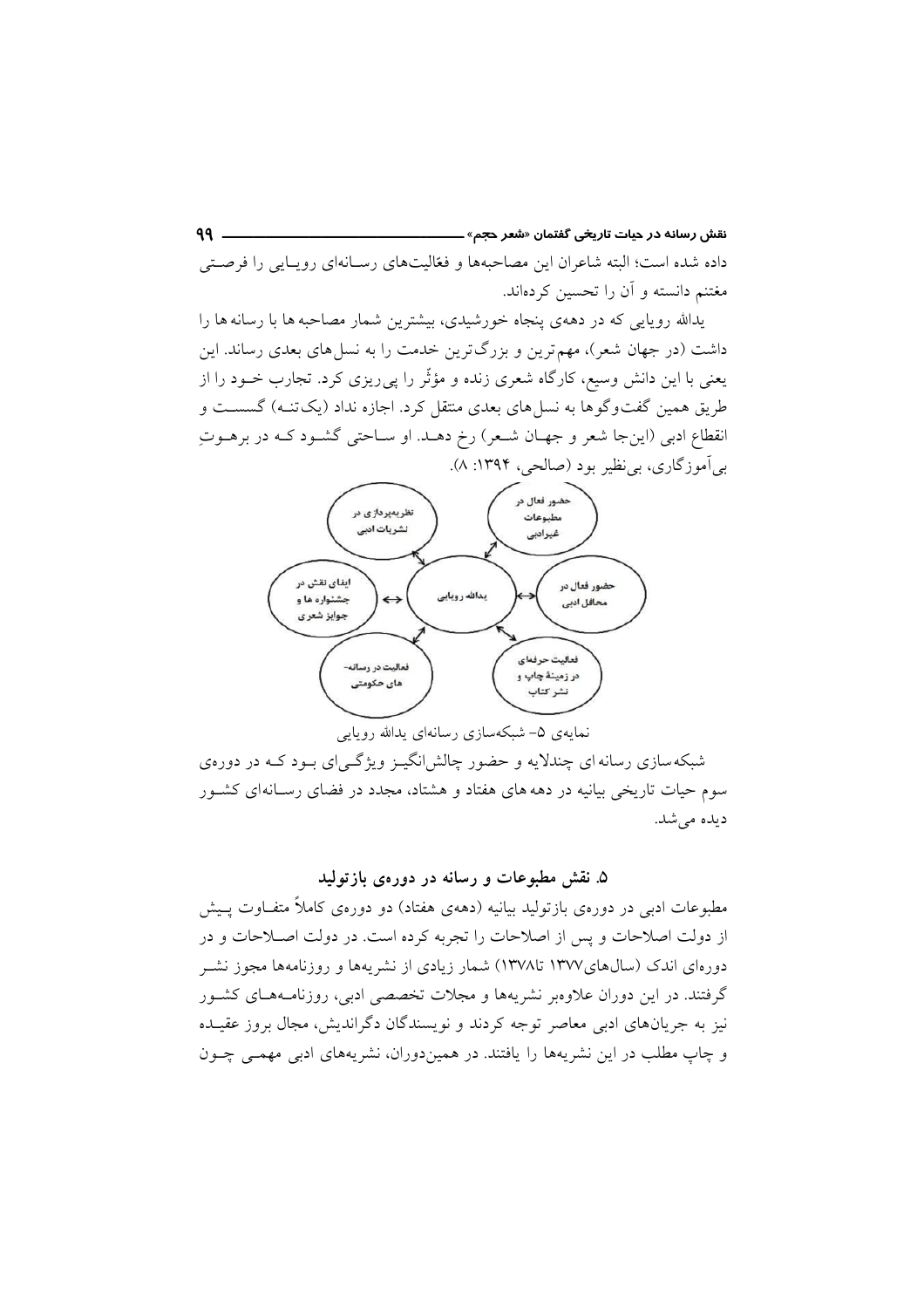داده شده است؛ البته شاعران این مصاحبه‌ها و فعّالیت‌های رسانه‌ای رویایی را فرصتی مغتنم دانسته و آن را تحسین کرده‌اند.

یدالله رویایی که در دهه‌ی پنجاه خورشیدی، بیشترین شمار مصاحبه ها با رسانه ها را داشت (در جهان شعر)، مهم‌ترین و بزرگ‌ترین خدمت را به نسل های بعدی رساند. این یعنی با این دانش وسیع، کارگاه شعری زنده و مؤثّر را پی‌ریزی کرد. تجارب خود را از طریق همین گفت‌وگوها به نسل های بعدی منتقل کرد. اجازه نداد (یک‌تنه) گسست و انقطاع ادبی (این‌جا شعر و جهان شعر) رخ دهد. او ساحتی گشود که در برهوتِ بی‌آموزگاری، بی‌نظیر بود (صالحی، ۱۳۹۴: ۸).

یدالله رویایی ↔ نظریه‌پردازی در نشریات ادبی ↔ حضور فعال در مطبوعات غیرادبی ↔ حضور فعال در محافل ادبی ↔ فعالیت حرفه‌ای در زمینهٔ چاپ و نشر کتاب ↔ فعالیت در رسانه‌های حکومتی ↔ ایفای نقش در جشنواره ها و جوایز شعری

نمایه‌ی ۵- شبکه‌سازی رسانه‌ای یدالله رویایی

شبکه‌سازی رسانه ای چندلایه و حضور چالش‌انگیز ویژگی‌ای بود که در دوره‌ی سوم حیات تاریخی بیانیه در دهه های هفتاد و هشتاد، مجدد در فضای رسانه‌ای کشور دیده می‌شد.

### ۵. نقش مطبوعات و رسانه در دوره‌ی بازتولید

مطبوعات ادبی در دوره‌ی بازتولید بیانیه (دهه‌ی هفتاد) دو دوره‌ی کاملاً متفاوت پیش از دولت اصلاحات و پس از اصلاحات را تجربه کرده است. در دولت اصلاحات و در دوره‌ای اندک (سال‌های۱۳۷۷ تا۱۳۷۸) شمار زیادی از نشریه‌ها و روزنامه‌ها مجوز نشر گرفتند. در این دوران علاوه‌بر نشریه‌ها و مجلات تخصصی ادبی، روزنامه‌های کشور نیز به جریان‌های ادبی معاصر توجه کردند و نویسندگان دگراندیش، مجال بروز عقیده و چاپ مطلب در این نشریه‌ها را یافتند. در همین‌دوران، نشریه‌های ادبی مهمی چون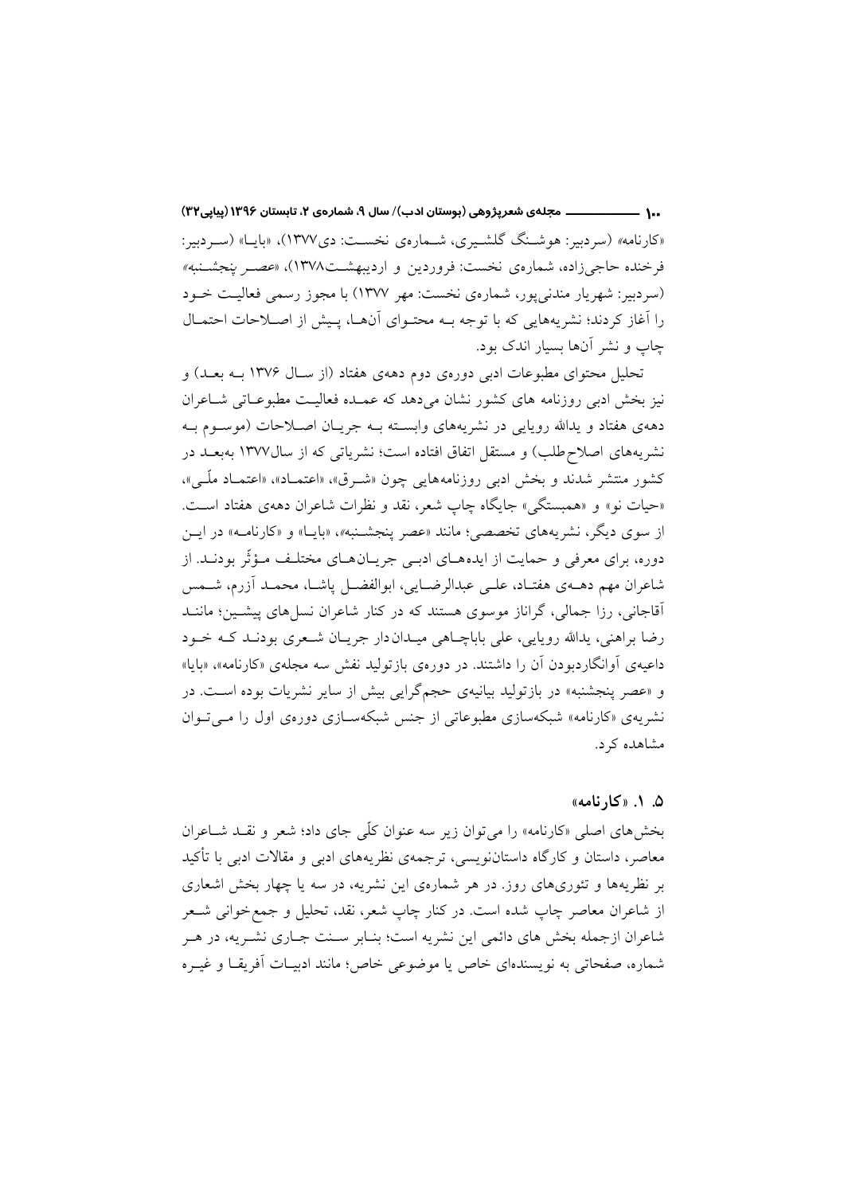«کارنامه» (سردبیر: هوشنگ گلشیری، شمارهٔ نخست: دی۱۳۷۷)، «بایا» (سردبیر: فرخنده حاجی‌زاده، شمارهٔ نخست: فروردین و اردیبهشت۱۳۷۸)، «عصر پنجشنبه» (سردبیر: شهریار مندنی‌پور، شمارهٔ نخست: مهر ۱۳۷۷) با مجوز رسمی فعالیت خود را آغاز کردند؛ نشریه‌هایی که با توجه به محتوای آن‌ها، پیش از اصلاحات احتمال چاپ و نشر آن‌ها بسیار اندک بود.

تحلیل محتوای مطبوعات ادبی دورهٔ دوم دههٔ هفتاد (از سال ۱۳۷۶ به بعد) و نیز بخش ادبی روزنامه های کشور نشان می‌دهد که عمده فعالیت مطبوعاتی شاعران دههٔ هفتاد و یدالله رویایی در نشریه‌های وابسته به جریان اصلاحات (موسوم به نشریه‌های اصلاح‌طلب) و مستقل اتفاق افتاده است؛ نشریاتی که از سال۱۳۷۷ به‌بعد در کشور منتشر شدند و بخش ادبی روزنامه‌هایی چون «شرق»، «اعتماد»، «اعتماد ملّی»، «حیات نو» و «همبستگی» جایگاه چاپ شعر، نقد و نظرات شاعران دههٔ هفتاد است. از سوی دیگر، نشریه‌های تخصصی؛ مانند «عصر پنجشنبه»، «بایا» و «کارنامه» در این دوره، برای معرفی و حمایت از ایده‌های ادبی جریان‌های مختلف مؤثّر بودند. از شاعران مهم دههٔ هفتاد، علی عبدالرضایی، ابوالفضل پاشا، محمد آزرم، شمس آقاجانی، رزا جمالی، گراناز موسوی هستند که در کنار شاعران نسل‌های پیشین؛ مانند رضا براهنی، یدالله رویایی، علی باباچاهی میدان‌دار جریان شعری بودند که خود داعیهٔ آوانگاردبودن آن را داشتند. در دورهٔ بازتولید نقش سه مجلهٔ «کارنامه»، «بایا» و «عصر پنجشنبه» در بازتولید بیانیهٔ حجم‌گرایی بیش از سایر نشریات بوده است. در نشریهٔ «کارنامه» شبکه‌سازی مطبوعاتی از جنس شبکه‌سازی دورهٔ اول را می‌توان مشاهده کرد.

### ۵. ۱. «کارنامه»

بخش‌های اصلی «کارنامه» را می‌توان زیر سه عنوان کلّی جای داد؛ شعر و نقد شاعران معاصر، داستان و کارگاه داستان‌نویسی، ترجمهٔ نظریه‌های ادبی و مقالات ادبی با تأکید بر نظریه‌ها و تئوری‌های روز. در هر شمارهٔ این نشریه، در سه یا چهار بخش اشعاری از شاعران معاصر چاپ شده است. در کنار چاپ شعر، نقد، تحلیل و جمع‌خوانی شعر شاعران ازجمله بخش های دائمی این نشریه است؛ بنابر سنت جاری نشریه، در هر شماره، صفحاتی به نویسنده‌ای خاص یا موضوعی خاص؛ مانند ادبیات آفریقا و غیره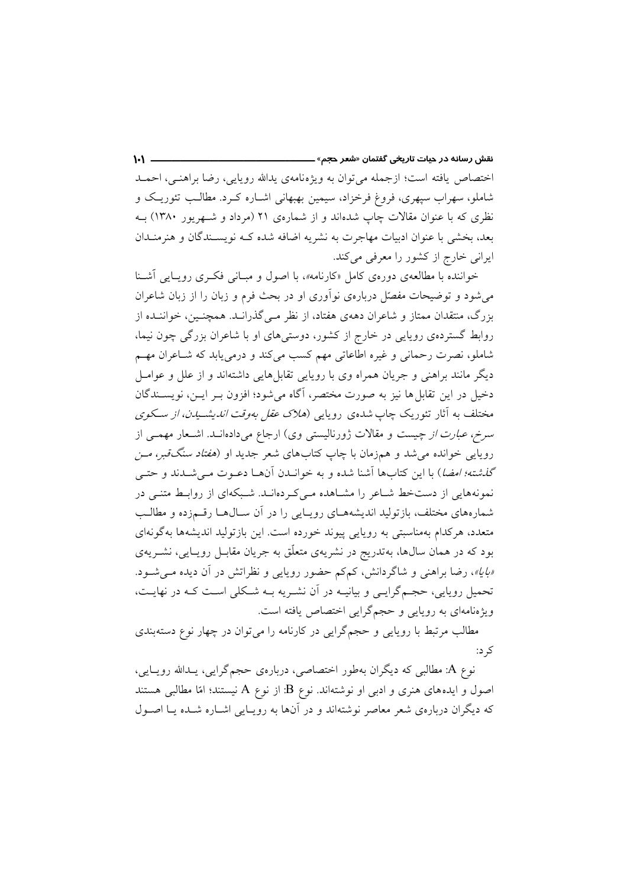اختصاص یافته است؛ ازجمله می‌توان به ویژه‌نامه‌ی یدالله رویایی، رضا براهنی، احمد شاملو، سهراب سپهری، فروغ فرخزاد، سیمین بهبهانی اشاره کرد. مطالب تئوریک و نظری که با عنوان مقالات چاپ شده‌اند و از شماره‌ی ۲۱ (مرداد و شهریور ۱۳۸۰) به بعد، بخشی با عنوان ادبیات مهاجرت به نشریه اضافه شده که نویسندگان و هنرمندان ایرانی خارج از کشور را معرفی می‌کند.

خواننده با مطالعه‌ی دوره‌ی کامل «کارنامه»، با اصول و مبانی فکری رویایی آشنا می‌شود و توضیحات مفصّل درباره‌ی نوآوری او در بحث فرم و زبان را از زبان شاعران بزرگ، منتقدان ممتاز و شاعران دهه‌ی هفتاد، از نظر می‌گذراند. همچنین، خواننده از روابط گسترده‌ی رویایی در خارج از کشور، دوستی‌های او با شاعران بزرگی چون نیما، شاملو، نصرت رحمانی و غیره اطاعاتی مهم کسب می‌کند و درمی‌یابد که شاعران مهم دیگر مانند براهنی و جریان همراه وی با رویایی تقابل‌هایی داشته‌اند و از علل و عوامل دخیل در این تقابل‌ها نیز به صورت مختصر، آگاه می‌شود؛ افزون بر این، نویسندگان مختلف به آثار تئوریک چاپ شده‌ی رویایی (*هلاک عقل به‌وقت اندیشیدن*، *از سکوی سرخ*، *عبارت از* چیست و مقالات ژورنالیستی وی) ارجاع می‌داده‌اند. اشعار مهمی از رویایی خوانده می‌شد و هم‌زمان با چاپ کتاب‌های شعر جدید او (*هفتاد سنگ‌قبر*، *من گذشته؛ امضا*) با این کتاب‌ها آشنا شده و به خواندن آن‌ها دعوت می‌شدند و حتی نمونه‌هایی از دست‌خط شاعر را مشاهده می‌کرده‌اند. شبکه‌ای از روابط متنی در شماره‌های مختلف، بازتولید اندیشه‌های رویایی را در آن سال‌ها رقم‌زده و مطالب متعدد، هرکدام به‌مناسبتی به رویایی پیوند خورده است. این بازتولید اندیشه‌ها به‌گونه‌ای بود که در همان سال‌ها، به‌تدریج در نشریه‌ی متعلّق به جریان مقابل رویایی، نشریه‌ی *«بابا»*، رضا براهنی و شاگردانش، کم‌کم حضور رویایی و نظراتش در آن دیده می‌شود. تحمیل رویایی، حجم‌گرایی و بیانیه در آن نشریه به شکلی است که در نهایت، ویژه‌نامه‌ای به رویایی و حجم‌گرایی اختصاص یافته است.

مطالب مرتبط با رویایی و حجم‌گرایی در کارنامه را می‌توان در چهار نوع دسته‌بندی کرد:

نوع A: مطالبی که دیگران به‌طور اختصاصی، درباره‌ی حجم‌گرایی، یدالله رویایی، اصول و ایده‌های هنری و ادبی او نوشته‌اند. نوع B: از نوع A نیستند؛ امّا مطالبی هستند که دیگران درباره‌ی شعر معاصر نوشته‌اند و در آن‌ها به رویایی اشاره شده یا اصول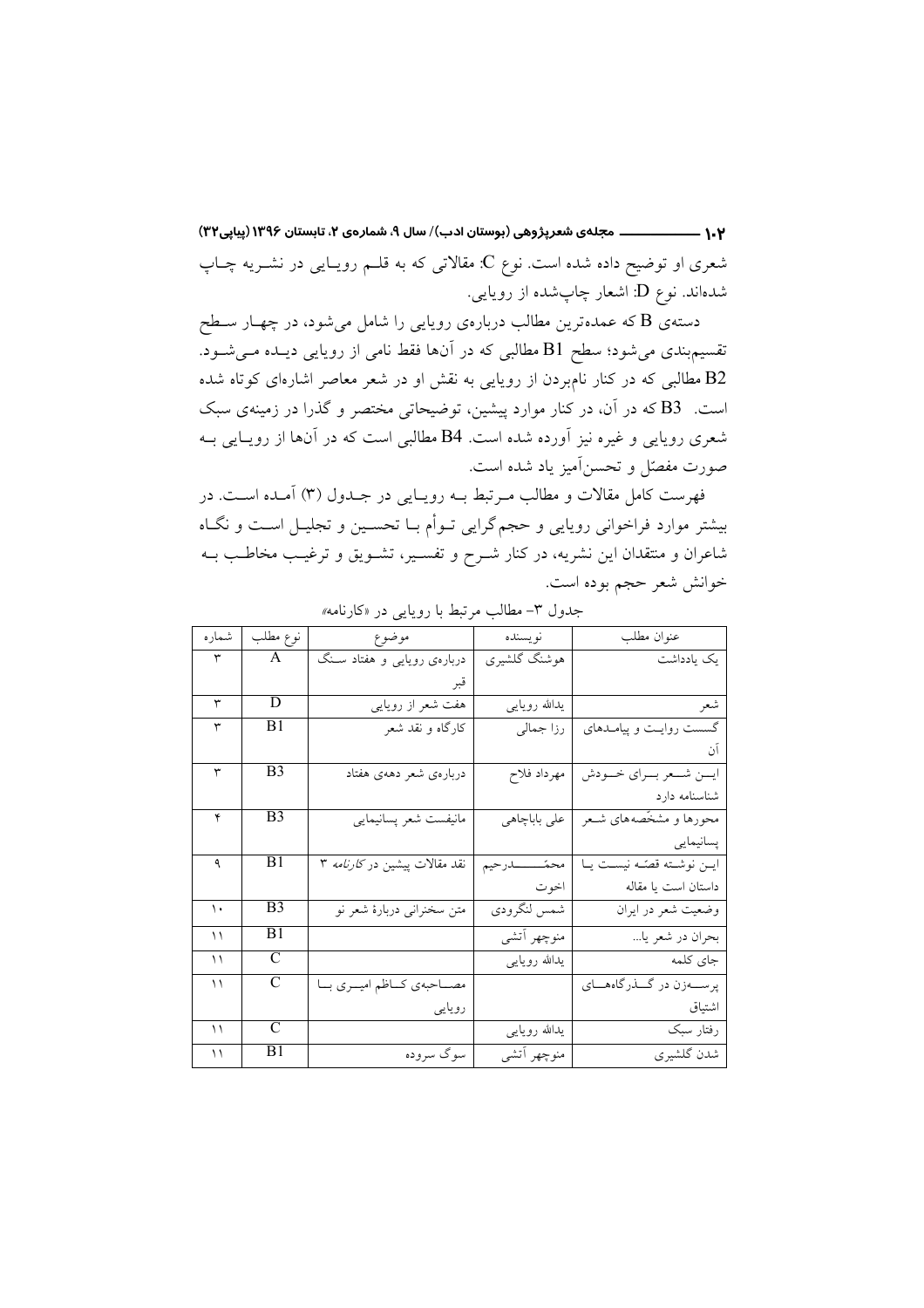شعری او توضیح داده شده است. نوع C: مقالاتی که به قلـم رویـایی در نشـریه چـاپ شده‌اند. نوع D: اشعار چاپ‌شده از رویایی.

دسته‌ی B که عمده‌ترین مطالب درباره‌ی رویایی را شامل می‌شود، در چهـار سـطح تقسیم‌بندی می‌شود؛ سطح B1 مطالبی که در آن‌ها فقط نامی از رویایی دیـده مـی‌شـود. B2 مطالبی که در کنار نام‌بردن از رویایی به نقش او در شعر معاصر اشاره‌ای کوتاه شده است. B3 که در آن، در کنار موارد پیشین، توضیحاتی مختصر و گذرا در زمینه‌ی سبک شعری رویایی و غیره نیز آورده شده است. B4 مطالبی است که در آن‌ها از رویـایی بـه صورت مفصّل و تحسین‌آمیز یاد شده است.

فهرست کامل مقالات و مطالب مـرتبط بـه رویـایی در جـدول (۳) آمـده اسـت. در بیشتر موارد فراخوانی رویایی و حجم‌گرایی تـوأم بـا تحسـین و تجلیـل اسـت و نگـاه شاعران و منتقدان این نشریه، در کنار شـرح و تفسـیر، تشـویق و ترغیـب مخاطـب بـه خوانش شعر حجم بوده است.

جدول ۳- مطالب مرتبط با رویایی در «کارنامه»

| عنوان مطلب | نویسنده | موضوع | نوع مطلب | شماره |
|---|---|---|---|---|
| یک یادداشت | هوشنگ گلشیری | درباره‌ی رویایی و هفتاد سنگ قبر | A | ۳ |
| شعر | یدالله رویایی | هفت شعر از رویایی | D | ۳ |
| گسست روایت و پیامدهای آن | رزا جمالی | کارگاه و نقد شعر | B1 | ۳ |
| ایـن شـعر بـرای خـودش شناسنامه دارد | مهرداد فلاح | درباره‌ی شعر دهه‌ی هفتاد | B3 | ۳ |
| محورها و مشخّصه‌های شعر پسانیمایی | علی باباچاهی | مانیفست شعر پسانیمایی | B3 | ۴ |
| این نوشته قصّه نیست یا داستان است یا مقاله | محمّدرحیم اخوت | نقد مقالات پیشین در *کارنامه* ۳ | B1 | ۹ |
| وضعیت شعر در ایران | شمس لنگرودی | متن سخنرانی دربارهٔ شعر نو | B3 | ۱۰ |
| بحران در شعر یا... | منوچهر آتشی | | B1 | ۱۱ |
| جای کلمه | یدالله رویایی | | C | ۱۱ |
| پرسه‌زن در گذرگاه‌های اشتیاق | | مصاحبه‌ی کاظم امیری با رویایی | C | ۱۱ |
| رفتار سبک | یدالله رویایی | | C | ۱۱ |
| شدن گلشیری | منوچهر آتشی | سوگ سروده | B1 | ۱۱ |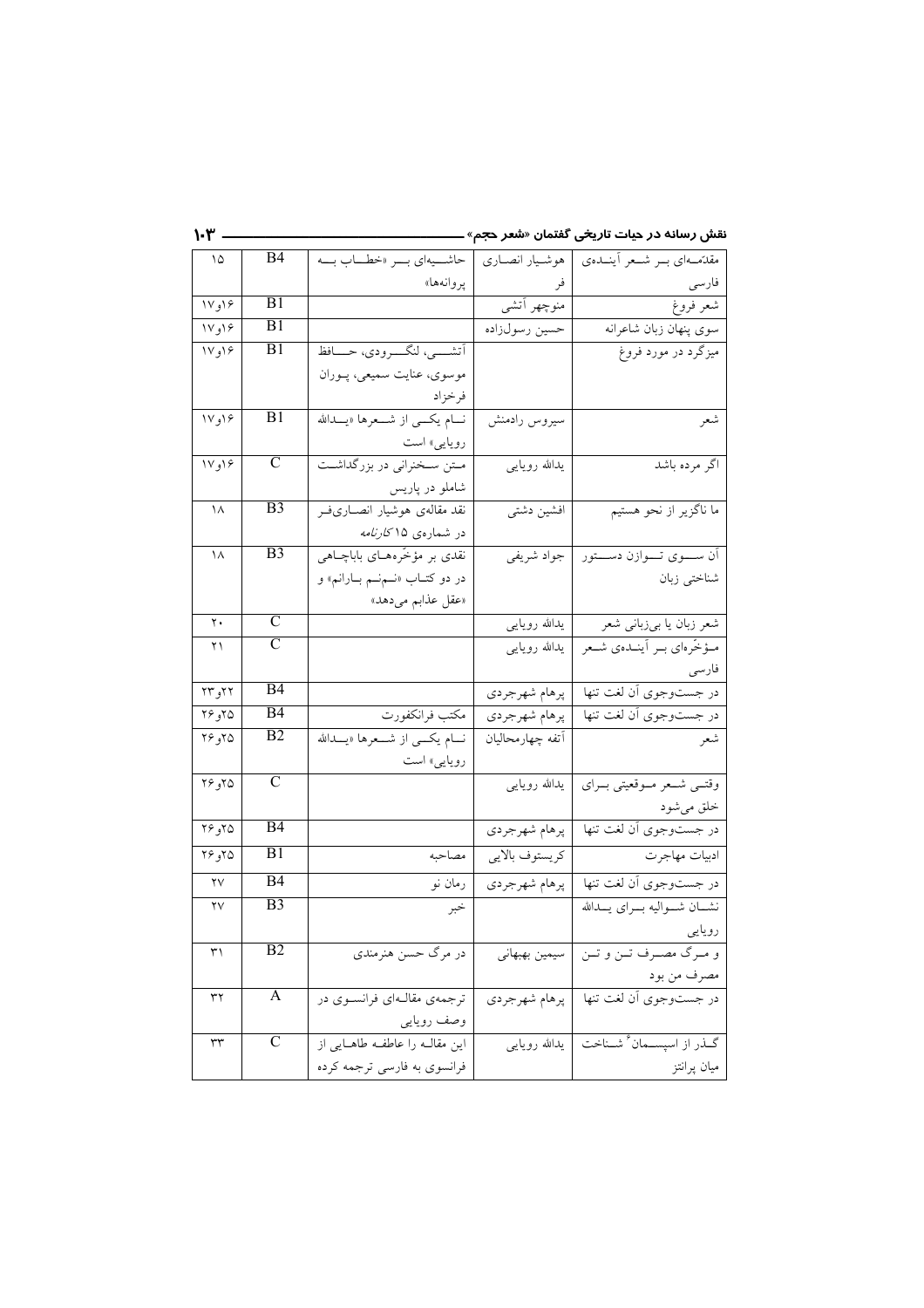| مقدّمه‌ای بر شعر آینده‌ی فارسی | هوشیار انصاری فر | حاشیه‌ای بر «خطاب به پروانه‌ها» | B4 | ۱۵ |
|---|---|---|---|---|
| شعر فروغ | منوچهر آتشی | | B1 | ۱۶و۱۷ |
| سوی پنهان زبان شاعرانه | حسین رسول‌زاده | | B1 | ۱۶و۱۷ |
| میزگرد در مورد فروغ | | آتشی، لنگرودی، حافظ موسوی، عنایت سمیعی، پوران فرخزاد | B1 | ۱۶و۱۷ |
| شعر | سیروس رادمنش | نام یکی از شعرها «یدالله رویایی» است | B1 | ۱۶و۱۷ |
| اگر مرده باشد | یدالله رویایی | متن سخنرانی در بزرگداشت شاملو در پاریس | C | ۱۶و۱۷ |
| ما ناگزیر از نحو هستیم | افشین دشتی | نقد مقاله‌ی هوشیار انصاری‌فر در شماره‌ی ۱۵ *کارنامه* | B3 | ۱۸ |
| آن سوی توازن دستور شناختی زبان | جواد شریفی | نقدی بر مؤخّره‌های باباچاهی در دو کتاب «نم‌نم بارانم» و «عقل عذابم می‌دهد» | B3 | ۱۸ |
| شعر زبان یا بی‌زبانی شعر | یدالله رویایی | | C | ۲۰ |
| مؤخّره‌ای بر آینده‌ی شعر فارسی | یدالله رویایی | | C | ۲۱ |
| در جست‌وجوی آن لغت تنها | پرهام شهرجردی | | B4 | ۲۲و۲۳ |
| در جست‌وجوی آن لغت تنها | پرهام شهرجردی | مکتب فرانکفورت | B4 | ۲۵و۲۶ |
| شعر | آتفه چهارمحالیان | نام یکی از شعرها «یدالله رویایی» است | B2 | ۲۵و۲۶ |
| وقتی شعر موقعیتی برای خلق می‌شود | یدالله رویایی | | C | ۲۵و۲۶ |
| در جست‌وجوی آن لغت تنها | پرهام شهرجردی | | B4 | ۲۵و۲۶ |
| ادبیات مهاجرت | کریستوف بالایی | مصاحبه | B1 | ۲۵و۲۶ |
| در جست‌وجوی آن لغت تنها | پرهام شهرجردی | رمان نو | B4 | ۲۷ |
| نشان شوالیه برای یدالله رویایی | | خبر | B3 | ۲۷ |
| و مرگ مصرف تن و تن مصرف من بود | سیمین بهبهانی | در مرگ حسن هنرمندی | B2 | ۳۱ |
| در جست‌وجوی آن لغت تنها | پرهام شهرجردی | ترجمه‌ی مقاله‌ای فرانسوی در وصف رویایی | A | ۳۲ |
| گذر از اسپسمان[۶] شناخت میان پرانتز | یدالله رویایی | این مقاله را عاطفه طاهایی از فرانسوی به فارسی ترجمه کرده | C | ۳۳ |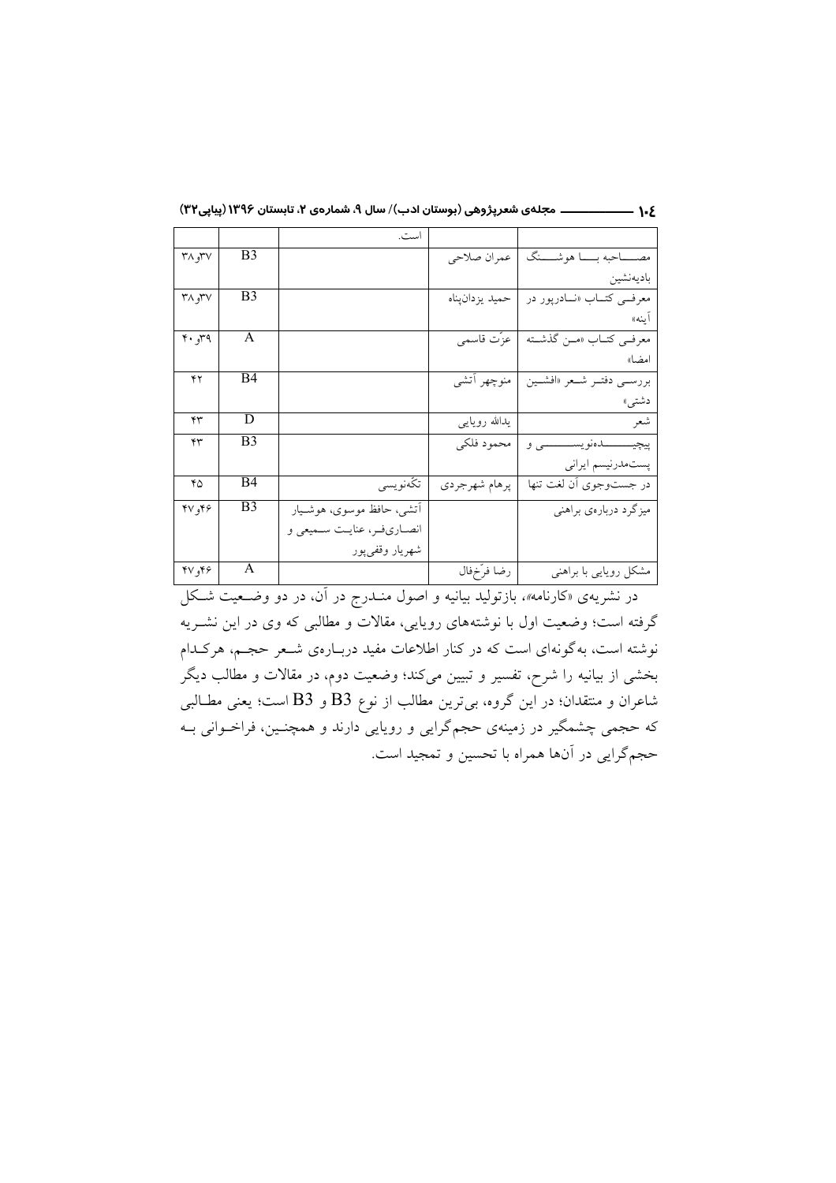| | | | | |
|---|---|---|---|---|
| | | است. | | |
| مصاحبه با هوشنگ بادیه‌نشین | عمران صلاحی | | B3 | ۳۷و۳۸ |
| معرفی کتاب «نادرپور در آینه» | حمید یزدان‌پناه | | B3 | ۳۷و۳۸ |
| معرفی کتاب «من گذشته امضا» | عزّت قاسمی | | A | ۳۹و۴۰ |
| بررسی دفتر شعر «افشین دشتی» | منوچهر آتشی | | B4 | ۴۲ |
| شعر | یدالله رویایی | | D | ۴۳ |
| پیچیده‌نویسی و پست‌مدرنیسم ایرانی | محمود فلکی | | B3 | ۴۳ |
| در جست‌وجوی آن لغت تنها | پرهام شهرجردی | تکّه‌نویسی | B4 | ۴۵ |
| میزگرد درباره‌ی براهنی | | آتشی، حافظ موسوی، هوشیار انصاری‌فر، عنایت سمیعی و شهریار وقفی‌پور | B3 | ۴۶و۴۷ |
| مشکل رویایی با براهنی | رضا فرّخفال | | A | ۴۶و۴۷ |

در نشریه‌ی «کارنامه»، بازتولید بیانیه و اصول منـدرج در آن، در دو وضـعیت شـکل گرفته است؛ وضعیت اول با نوشته‌های رویایی، مقالات و مطالبی که وی در این نشـریه نوشته است، به‌گونه‌ای است که در کنار اطلاعات مفید دربـاره‌ی شـعر حجـم، هرکـدام بخشی از بیانیه را شرح، تفسیر و تبیین می‌کند؛ وضعیت دوم، در مقالات و مطالب دیگر شاعران و منتقدان؛ در این گروه، بی‌ترین مطالب از نوع B3 و B3 است؛ یعنی مطـالبی که حجمی چشمگیر در زمینه‌ی حجم‌گرایی و رویایی دارند و همچنـین، فراخـوانی بـه حجم‌گرایی در آن‌ها همراه با تحسین و تمجید است.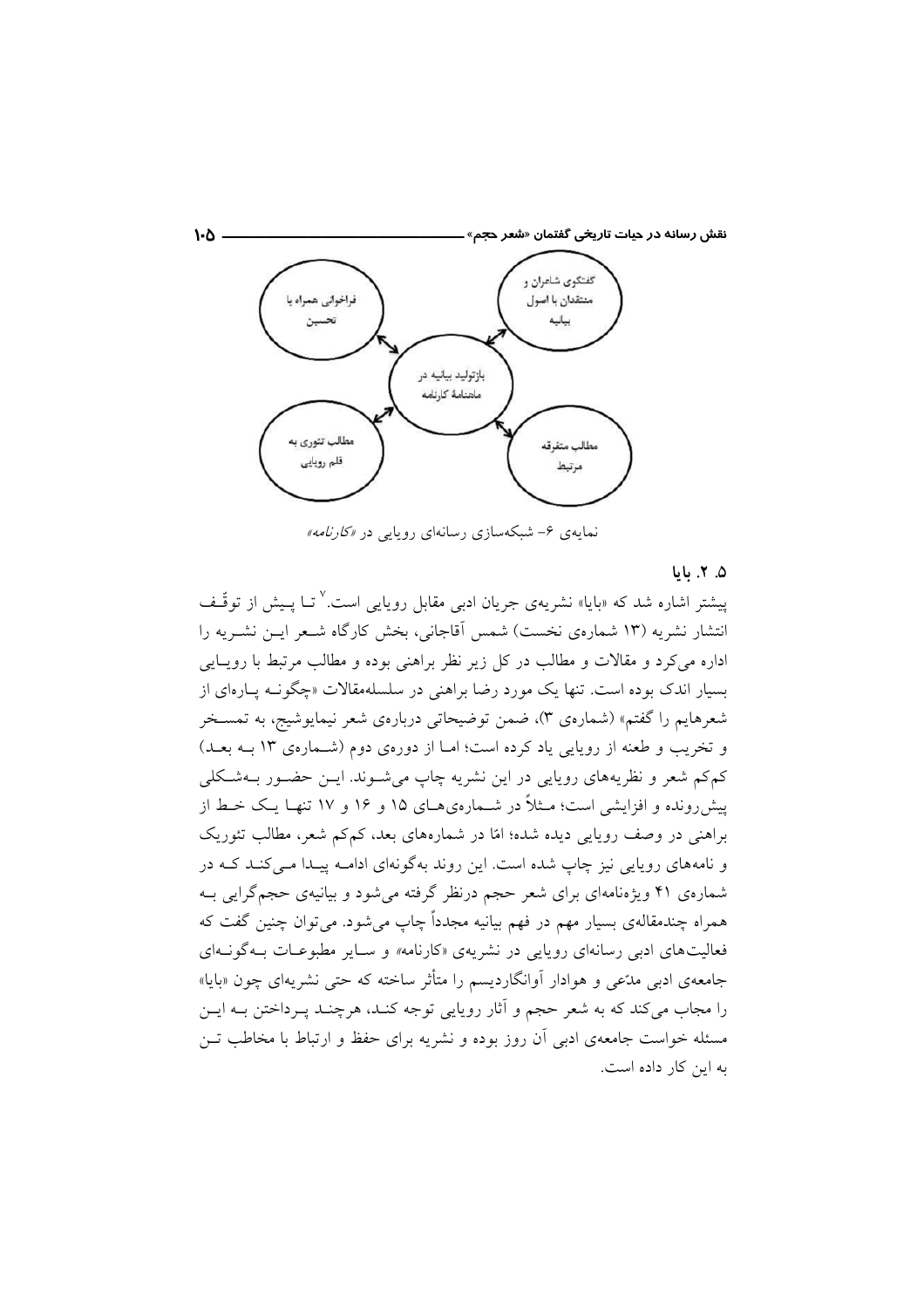نمایه‌ی ۶- شبکه‌سازی رسانه‌ای رویایی در *«کارنامه»*

### ۵. ۲. بایا

پیشتر اشاره شد که «بایا» نشریه‌ی جریان ادبی مقابل رویایی است.[۷] تا پیش از توقّف انتشار نشریه (۱۳ شماره‌ی نخست) شمس آقاجانی، بخش کارگاه شعر این نشریه را اداره می‌کرد و مقالات و مطالب در کل زیر نظر براهنی بوده و مطالب مرتبط با رویایی بسیار اندک بوده است. تنها یک مورد رضا براهنی در سلسله‌مقالات «چگونه پاره‌ای از شعرهایم را گفتم» (شماره‌ی ۳)، ضمن توضیحاتی درباره‌ی شعر نیمایوشیج، به تمسخر و تخریب و طعنه از رویایی یاد کرده است؛ اما از دوره‌ی دوم (شماره‌ی ۱۳ به بعد) کم‌کم شعر و نظریه‌های رویایی در این نشریه چاپ می‌شوند. این حضور به‌شکلی پیش‌رونده و افزایشی است؛ مثلاً در شماره‌های ۱۵ و ۱۶ و ۱۷ تنها یک خط از براهنی در وصف رویایی دیده شده؛ امّا در شماره‌های بعد، کم‌کم شعر، مطالب تئوریک و نامه‌های رویایی نیز چاپ شده است. این روند به‌گونه‌ای ادامه پیدا می‌کند که در شماره‌ی ۴۱ ویژه‌نامه‌ای برای شعر حجم درنظر گرفته می‌شود و بیانیه‌ی حجم‌گرایی به همراه چندمقاله‌ی بسیار مهم در فهم بیانیه مجدداً چاپ می‌شود. می‌توان چنین گفت که فعالیت‌های ادبی رسانه‌ای رویایی در نشریه‌ی «کارنامه» و سایر مطبوعات به‌گونه‌ای جامعه‌ی ادبی مدّعی و هوادار آوانگاردیسم را متأثر ساخته که حتی نشریه‌ای چون «بایا» را مجاب می‌کند که به شعر حجم و آثار رویایی توجه کند، هرچند پرداختن به این مسئله خواست جامعه‌ی ادبی آن روز بوده و نشریه برای حفظ و ارتباط با مخاطب تن به این کار داده است.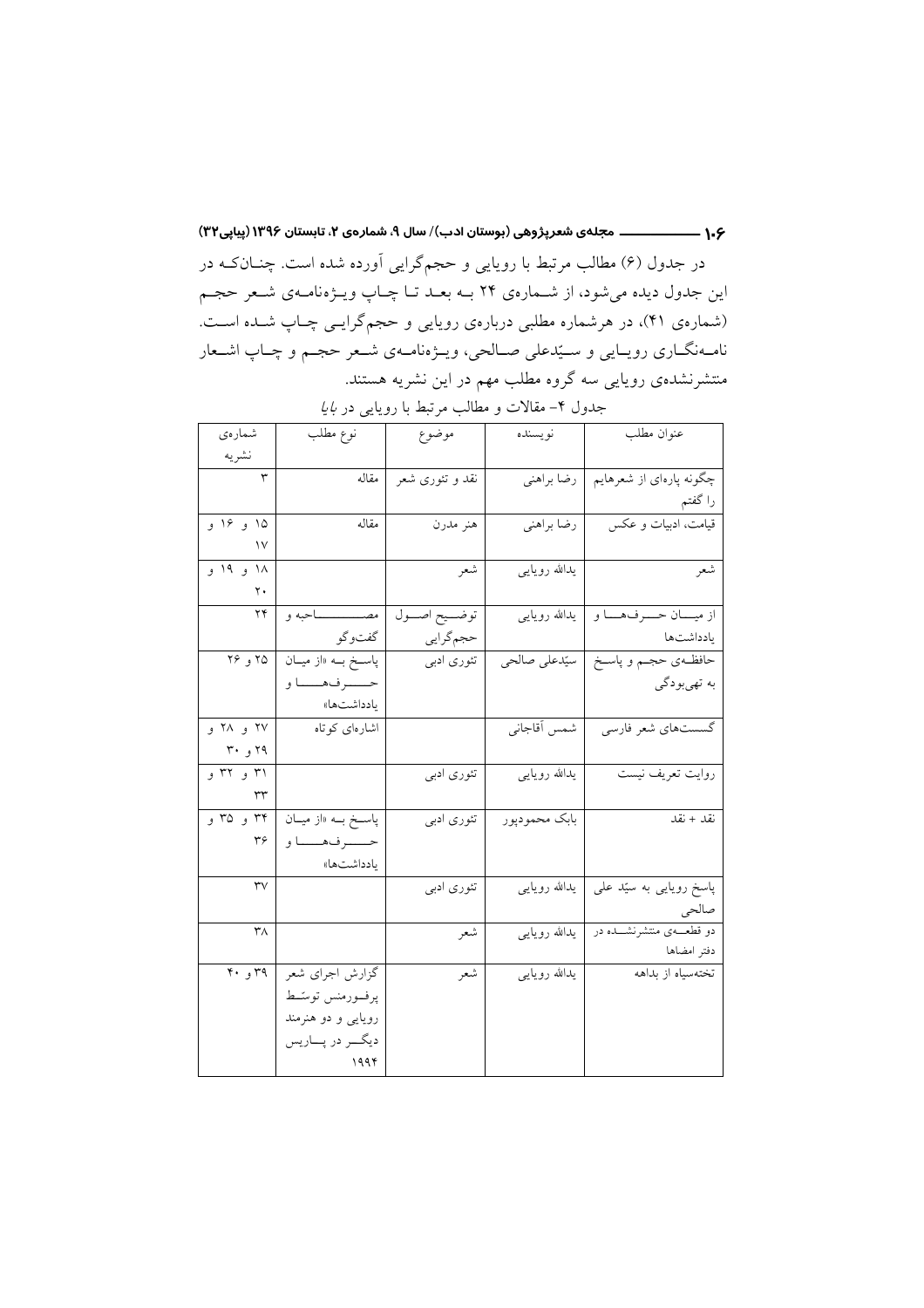در جدول (۶) مطالب مرتبط با رویایی و حجم‌گرایی آورده شده است. چنان‌که در این جدول دیده می‌شود، از شمارهٔ ۲۴ به بعد تا چاپ ویژه‌نامهٔ شعر حجم (شمارهٔ ۴۱)، در هرشماره مطلبی دربارهٔ رویایی و حجم‌گرایی چاپ شده است. نامه‌نگاری رویایی و سیّدعلی صالحی، ویژه‌نامهٔ شعر حجم و چاپ اشعار منتشرنشدهٔ رویایی سه گروه مطلب مهم در این نشریه هستند.

جدول ۴- مقالات و مطالب مرتبط با رویایی در *بایا*

| عنوان مطلب | نویسنده | موضوع | نوع مطلب | شمارهٔ نشریه |
|---|---|---|---|---|
| چگونه پاره‌ای از شعرهایم را گفتم | رضا براهنی | نقد و تئوری شعر | مقاله | ۳ |
| قیامت، ادبیات و عکس | رضا براهنی | هنر مدرن | مقاله | ۱۵ و ۱۶ و ۱۷ |
| شعر | یدالله رویایی | شعر | | ۱۸ و ۱۹ و ۲۰ |
| از میان حرف‌ها و یادداشت‌ها | یدالله رویایی | توضیح اصول حجم‌گرایی | مصاحبه و گفت‌وگو | ۲۴ |
| حافظهٔ حجم و پاسخ به تهی‌بودگی | سیّدعلی صالحی | تئوری ادبی | پاسخ به «از میان حرف‌ها و یادداشت‌ها» | ۲۵ و ۲۶ |
| گسست‌های شعر فارسی | شمس آقاجانی | | اشاره‌ای کوتاه | ۲۷ و ۲۸ و ۲۹ و ۳۰ |
| روایت تعریف نیست | یدالله رویایی | تئوری ادبی | | ۳۱ و ۳۲ و ۳۳ |
| نقد + نقد | بابک محمودپور | تئوری ادبی | پاسخ به «از میان حرف‌ها و یادداشت‌ها» | ۳۴ و ۳۵ و ۳۶ |
| پاسخ رویایی به سیّد علی صالحی | یدالله رویایی | تئوری ادبی | | ۳۷ |
| دو قطعهٔ منتشرنشده در دفتر امضاها | یدالله رویایی | شعر | | ۳۸ |
| تخته‌سیاه از بداهه | یدالله رویایی | شعر | گزارش اجرای شعر پرفورمنس توسّط رویایی و دو هنرمند دیگر در پاریس ۱۹۹۴ | ۳۹ و ۴۰ |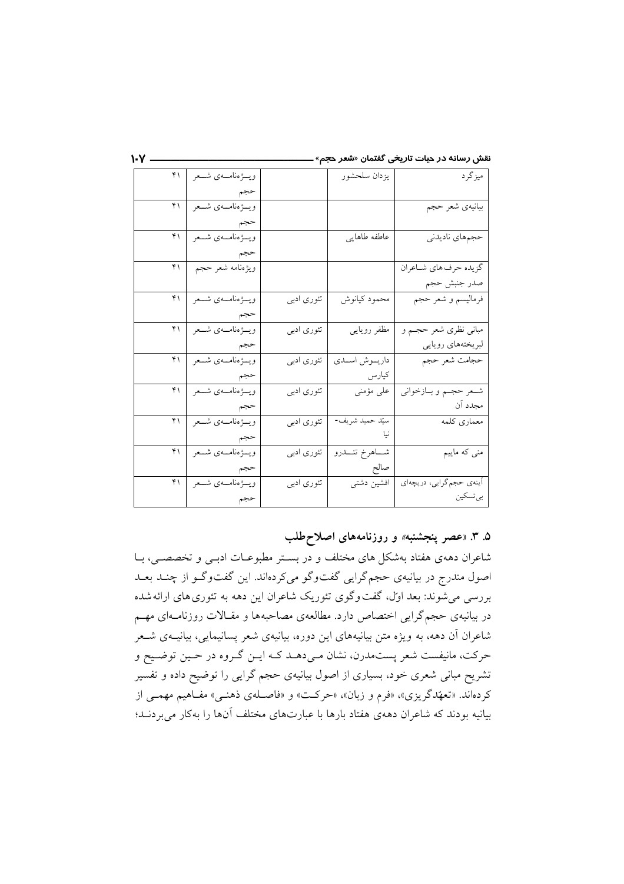| میزگرد | یزدان سلحشور | | ویــژه‌نامــه‌ی شــعر حجم | ۴۱ |
|---|---|---|---|---|
| بیانیه‌ی شعر حجم | | | ویــژه‌نامــه‌ی شــعر حجم | ۴۱ |
| حجم‌های نادیدنی | عاطفه طاهایی | | ویــژه‌نامــه‌ی شــعر حجم | ۴۱ |
| گزیده حرف‌های شـاعران صدر جنبش حجم | | | ویژه‌نامه شعر حجم | ۴۱ |
| فرمالیسم و شعر حجم | محمود کیانوش | تئوری ادبی | ویــژه‌نامــه‌ی شــعر حجم | ۴۱ |
| مبانی نظری شعر حجـم و لبریخته‌های رویایی | مظفر رویایی | تئوری ادبی | ویــژه‌نامــه‌ی شــعر حجم | ۴۱ |
| حجامت شعر حجم | داریـوش اسـدی کیارس | تئوری ادبی | ویــژه‌نامــه‌ی شــعر حجم | ۴۱ |
| شـعر حجـم و بـازخوانی مجدد آن | علی مؤمنی | تئوری ادبی | ویــژه‌نامــه‌ی شــعر حجم | ۴۱ |
| معماری کلمه | سیّد حمید شریف‌نیا | تئوری ادبی | ویــژه‌نامــه‌ی شــعر حجم | ۴۱ |
| منی که ماییم | شـــاهرخ تنـــدرو صالح | تئوری ادبی | ویــژه‌نامــه‌ی شــعر حجم | ۴۱ |
| آینه‌ی حجم‌گرایی، دریچه‌ای بی‌تسکین | افشین دشتی | تئوری ادبی | ویــژه‌نامــه‌ی شــعر حجم | ۴۱ |

### ۵. ۳. «عصر پنجشنبه» و روزنامه‌های اصلاح‌طلب

شاعران دهه‌ی هفتاد به‌شکل های مختلف و در بسـتر مطبوعـات ادبـی و تخصصـی، بـا اصول مندرج در بیانیه‌ی حجم‌گرایی گفت‌وگو می‌کرده‌اند. این گفت‌وگـو از چنـد بعـد بررسی می‌شوند: بعد اوّل، گفت‌وگوی تئوریک شاعران این دهه به تئوری‌های ارائه‌شده در بیانیه‌ی حجم‌گرایی اختصاص دارد. مطالعه‌ی مصاحبه‌ها و مقـالات روزنامـه‌ای مهـم شاعران آن دهه، به ویژه متن بیانیه‌های این دوره، بیانیه‌ی شعر پسانیمایی، بیانیـه‌ی شـعر حرکت، مانیفست شعر پست‌مدرن، نشان مـی‌دهـد کـه ایـن گـروه در حـین توضـیح و تشریح مبانی شعری خود، بسیاری از اصول بیانیه‌ی حجم گرایی را توضیح داده و تفسیر کرده‌اند. «تعهّدگریزی»، «فرم و زبان»، «حرکـت» و «فاصـله‌ی ذهنـی» مفـاهیم مهمـی از بیانیه بودند که شاعران دهه‌ی هفتاد بارها با عبارت‌های مختلف آن‌ها را به‌کار می‌بردنـد؛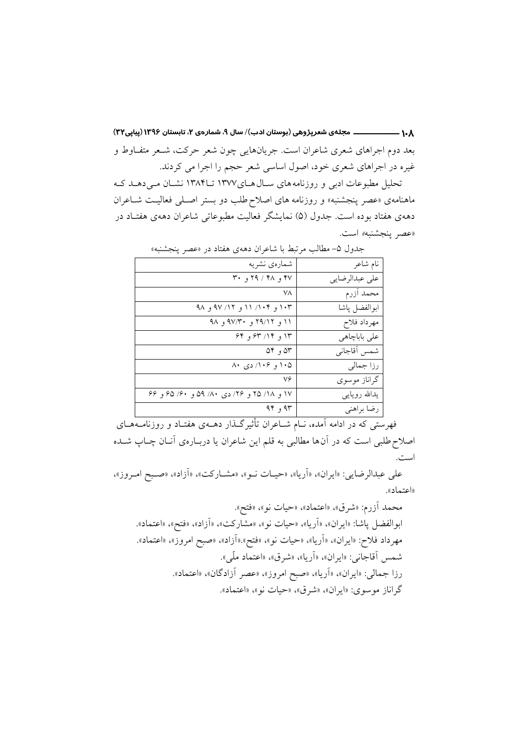بعد دوم اجراهای شعری شاعران است. جریان‌هایی چون شعر حرکت، شعر متفاوط و غیره در اجراهای شعری خود، اصول اساسی شعر حجم را اجرا می کردند.

تحلیل مطبوعات ادبی و روزنامه های سال‌های ۱۳۷۷ تا ۱۳۸۴ نشان می‌دهد که ماهنامه‌ی «عصر پنجشنبه» و روزنامه های اصلاح‌طلب دو بستر اصلی فعالیت شاعران دهه‌ی هفتاد بوده است. جدول (۵) نمایشگر فعالیت مطبوعاتی شاعران دهه‌ی هفتاد در «عصر پنجشنبه» است.

جدول ۵- مطالب مرتبط با شاعران دهه‌ی هفتاد در «عصر پنجشنبه»

| نام شاعر | شماره‌ی نشریه |
|---|---|
| علی عبدالرضایی | ۴۷ و ۴۸ / ۲۹ و ۳۰ |
| محمد آزرم | ۷۸ |
| ابوالفضل پاشا | ۱۰۳ و ۱۰۴/ ۱۱ و ۱۲/ ۹۷ و ۹۸ |
| مهرداد فلاح | ۱۱ و ۲۹/۱۲ و ۹۷/۳۰ و ۹۸ |
| علی باباچاهی | ۱۳ و ۱۴/ ۶۳ و ۶۴ |
| شمس آقاجانی | ۵۳ و ۵۴ |
| رزا جمالی | ۱۰۵ و ۱۰۶/ دی ۸۰ |
| گراناز موسوی | ۷۶ |
| یدالله رویایی | ۱۷ و ۱۸/ ۲۵ و ۲۶/ دی ۸۰/ ۵۹ و ۶۰/ ۶۵ و ۶۶ |
| رضا براهنی | ۹۳ و ۹۴ |

فهرستی که در ادامه آمده، نام شاعران تأثیرگذار دهه‌ی هفتاد و روزنامه‌های اصلاح‌طلبی است که در آن‌ها مطالبی به قلم این شاعران یا درباره‌ی آنان چاپ شده است.

علی عبدالرضایی: «ایران»، «آریا»، «حیات نو»، «مشارکت»، «آزاد»، «صبح امروز»، «اعتماد».

محمد آزرم: «شرق»، «اعتماد»، «حیات نو»، «فتح».

ابوالفضل پاشا: «ایران»، «آریا»، «حیات نو»، «مشارکت»، «آزاد»، «فتح»، «اعتماد».

مهرداد فلاح: «ایران»، «آریا»، «حیات نو»، «فتح».«آزاد»، «صبح امروز»، «اعتماد».

شمس آقاجانی: «ایران»، «آریا»، «شرق»، «اعتماد ملّی».

رزا جمالی: «ایران»، «آریا»، «صبح امروز»، «عصر آزادگان»، «اعتماد».

گراناز موسوی: «ایران»، «شرق»، «حیات نو»، «اعتماد».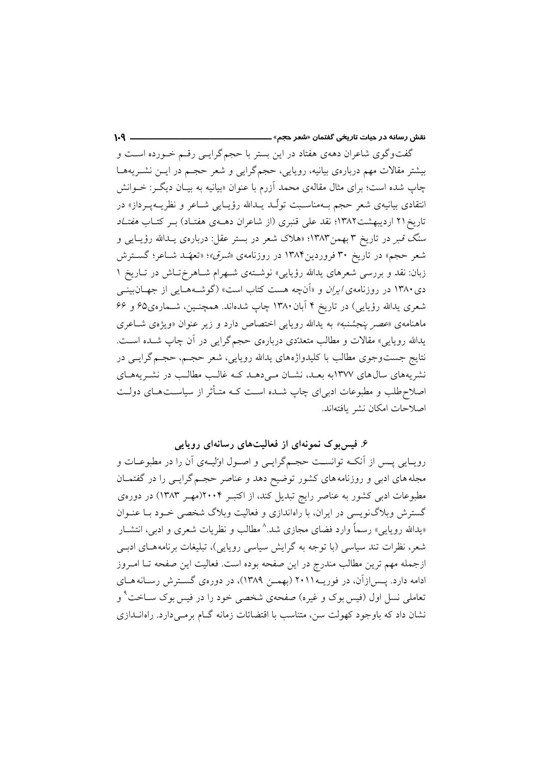گفت‌وگوی شاعران دهه‌ی هفتاد در این بستر با حجم‌گرایی رقم خورده است و بیشتر مقالات مهم درباره‌ی بیانیه، رویایی، حجم‌گرایی و شعر حجم در این نشریه‌ها چاپ شده است؛ برای مثال مقاله‌ی محمد آزرم با عنوان «بیانیه به بیان دیگر: خوانش انتقادی بیانیه‌ی شعر حجم به‌مناسبت تولّد یدالله رؤیایی شاعر و نظریه‌پرداز» در تاریخ ۲۱ اردیبهشت ۱۳۸۲؛ نقد علی قنبری (از شاعران دهه‌ی هفتاد) بر کتاب *هفتاد سنگ قبر* در تاریخ ۳ بهمن ۱۳۸۳؛ «هلاک شعر در بستر عقل: درباره‌ی یدالله رؤیایی و شعر حجم» در تاریخ ۳۰ فروردین ۱۳۸۴ در روزنامه‌ی «*شرق*»؛ «تعهّد شاعر؛ گسترش زبان: نقد و بررسی شعرهای یدالله رؤیایی» نوشته‌ی شهرام شاهرخ‌تاش در تاریخ ۱ دی ۱۳۸۰ در روزنامه‌ی *ایران* و «آن‌چه هست کتاب است» (گوشه‌هایی از جهان‌بینی شعری یدالله رؤیایی) در تاریخ ۴ آبان ۱۳۸۰ چاپ شده‌اند. همچنین، شماره‌ی ۶۵ و ۶۶ ماهنامه‌ی «*عصر پنجشنبه*» به یدالله رویایی اختصاص دارد و زیر عنوان «ویژه‌ی شاعری یدالله رویایی» مقالات و مطالب متعدّدی درباره‌ی حجم‌گرایی در آن چاپ شده است. نتایج جست‌وجوی مطالب با کلیدواژه‌های یدالله رویایی، شعر حجم، حجم‌گرایی در نشریه‌های سال‌های ۱۳۷۷به بعد، نشان می‌دهد که غالب مطالب در نشریه‌های اصلاح‌طلب و مطبوعات ادبی‌ای چاپ شده است که متأثر از سیاست‌های دولت اصلاحات امکان نشر یافته‌اند.

### ۶. فیس‌بوک نمونه‌ای از فعالیت‌های رسانه‌ای رویایی

رویایی پس از آنکه توانست حجم‌گرایی و اصول اوّلیه‌ی آن را در مطبوعات و مجله‌های ادبی و روزنامه‌های کشور توضیح دهد و عناصر حجم‌گرایی را در گفتمان مطبوعات ادبی کشور به عناصر رایج تبدیل کند، از اکتبر ۲۰۰۴(مهر ۱۳۸۳) در دوره‌ی گسترش وبلاگ‌نویسی در ایران، با راه‌اندازی و فعالیت وبلاگ شخصی خود با عنوان «یدالله رویایی» رسماً وارد فضای مجازی شد.[۸] مطالب و نظریات شعری و ادبی، انتشار شعر، نظرات تند سیاسی (با توجه به گرایش سیاسی رویایی)، تبلیغات برنامه‌های ادبی ازجمله مهم ترین مطالب مندرج در این صفحه بوده است. فعالیت این صفحه تا امروز ادامه دارد. پس‌ازآن، در فوریه ۲۰۱۱ (بهمن ۱۳۸۹)، در دوره‌ی گسترش رسانه‌های تعاملی نسل اول (فیس بوک و غیره) صفحه‌ی شخصی خود را در فیس بوک ساخت[۹] و نشان داد که باوجود کهولت سن، متناسب با اقتضائات زمانه گام برمی‌دارد. راه‌اندازی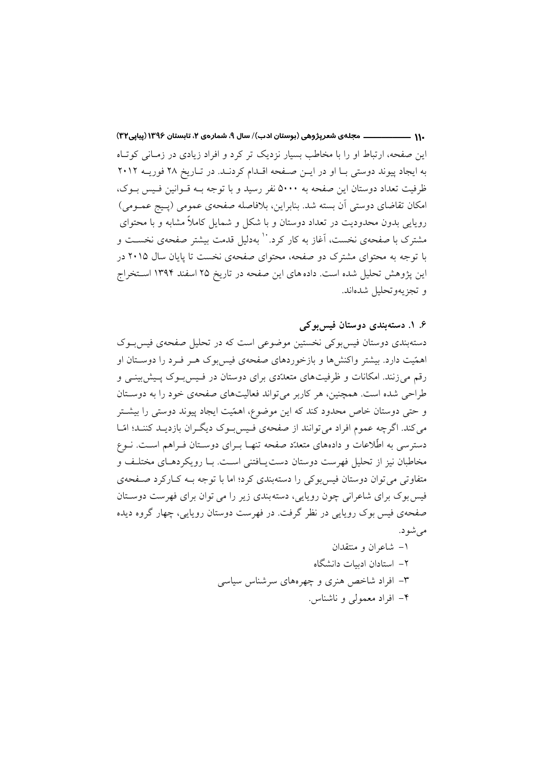این صفحه، ارتباط او را با مخاطب بسیار نزدیک تر کرد و افراد زیادی در زمـانی کوتـاه به ایجاد پیوند دوستی بـا او در ایـن صـفحه اقـدام کردنـد. در تـاریخ ۲۸ فوریـه ۲۰۱۲ ظرفیت تعداد دوستان این صفحه به ۵۰۰۰ نفر رسید و با توجه بـه قـوانین فـیس بـوک، امکان تقاضای دوستی آن بسته شد. بنابراین، بلافاصله صفحه‌ی عمومی (پـیج عمـومی) رویایی بدون محدودیت در تعداد دوستان و با شکل و شمایل کاملاً مشابه و با محتوای مشترک با صفحه‌ی نخست، آغاز به کار کرد.[10] به‌دلیل قدمت بیشتر صفحه‌ی نخسـت و با توجه به محتوای مشترک دو صفحه، محتوای صفحه‌ی نخست تا پایان سال ۲۰۱۵ در این پژوهش تحلیل شده است. داده‌های این صفحه در تاریخ ۲۵ اسفند ۱۳۹۴ اسـتخراج و تجزیه‌وتحلیل شده‌اند.

### ۶. ۱. دسته‌بندی دوستان فیس‌بوکی

دسته‌بندی دوستان فیس‌بوکی نخستین موضوعی است که در تحلیل صفحه‌ی فیس‌بـوک اهمّیت دارد. بیشتر واکنش‌ها و بازخوردهای صفحه‌ی فیس‌بوک هـر فـرد را دوسـتان او رقم می‌زنند. امکانات و ظرفیت‌های متعدّدی برای دوستان در فـیس‌بـوک پـیش‌بینـی و طراحی شده است. همچنین، هر کاربر می‌تواند فعالیت‌های صفحه‌ی خود را به دوسـتان و حتی دوستان خاص محدود کند که این موضوع، اهمّیت ایجاد پیوند دوستی را بیشـتر می‌کند. اگرچه عموم افراد می‌توانند از صفحه‌ی فـیس‌بـوک دیگـران بازدیـد کننـد؛ امّـا دسترسی به اطّلاعات و داده‌های متعدّد صفحه تنهـا بـرای دوسـتان فـراهم اسـت. نـوع مخاطبان نیز از تحلیل فهرست دوستان دست‌یـافتنی اسـت. بـا رویکردهـای مختلـف و متفاوتی می‌توان دوستان فیس‌بوکی را دسته‌بندی کرد؛ اما با توجه بـه کـارکرد صـفحه‌ی فیس‌بوک برای شاعرانی چون رویایی، دسته‌بندی زیر را می توان برای فهرست دوسـتان صفحه‌ی فیس بوک رویایی در نظر گرفت. در فهرست دوستان رویایی، چهار گروه دیده می‌شود.

۱- شاعران و منتقدان

۲- استادان ادبیات دانشگاه

۳- افراد شاخص هنری و چهره‌های سرشناس سیاسی

۴- افراد معمولی و ناشناس.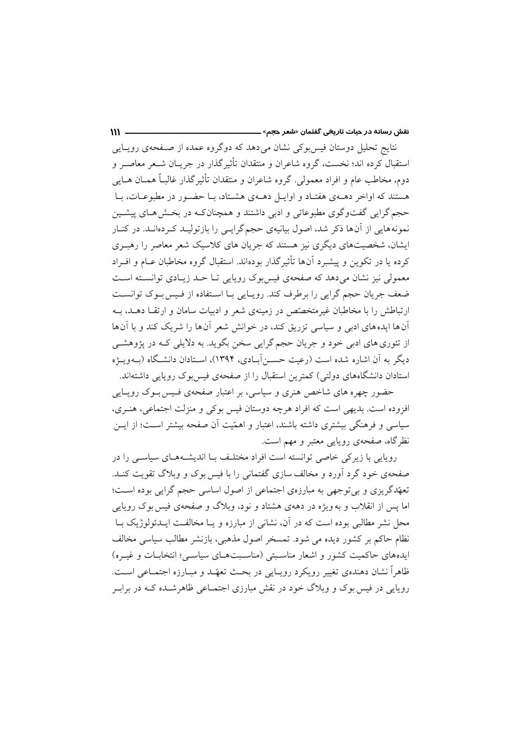نتایج تحلیل دوستان فیس‌بوکی نشان می‌دهد که دوگروه عمده از صفحه‌ی رویایی استقبال کرده اند؛ نخست، گروه شاعران و منتقدان تأثیرگذار در جریان شعر معاصر و دوم، مخاطب عام و افراد معمولی. گروه شاعران و منتقدان تأثیرگذار غالباً همان هایی هستند که اواخر دهه‌ی هفتاد و اوایل دهه‌ی هشتاد، با حضور در مطبوعات، با حجم گرایی گفت‌وگوی مطبوعاتی و ادبی داشتند و همچنان‌که در بخش‌های پیشین نمونه‌هایی از آن‌ها ذکر شد، اصول بیانیه‌ی حجم‌گرایی را بازتولید کرده‌اند. در کنار ایشان، شخصیت‌های دیگری نیز هستند که جریان های کلاسیک شعر معاصر را رهبری کرده یا در تکوین و پیشبرد آن‌ها تأثیرگذار بوده‌اند. استقبال گروه مخاطبان عام و افراد معمولی نیز نشان می‌دهد که صفحه‌ی فیس‌بوک رویایی تا حد زیادی توانسته است ضعف جریان حجم گرایی را برطرف کند. رویایی با استفاده از فیس بوک توانست ارتباطش را با مخاطبان غیرمتخصّص در زمینه‌ی شعر و ادبیات سامان و ارتقا دهد، به آن‌ها ایده‌های ادبی و سیاسی تزریق کند، در خوانش شعر آن‌ها را شریک کند و با آن‌ها از تئوری‌های ادبی خود و جریان حجم‌گرایی سخن بگوید. به دلایلی که در پژوهشی دیگر به آن اشاره شده است (رعیت حسن‌آبادی، ۱۳۹۴)، استادان دانشگاه (به‌ویژه استادان دانشگاه‌های دولتی) کمترین استقبال را از صفحه‌ی فیس‌بوک رویایی داشته‌اند.

حضور چهره های شاخص هنری و سیاسی، بر اعتبار صفحه‌ی فیس‌بوک رویایی افزوده است. بدیهی است که افراد هرچه دوستان فیس بوکی و منزلت اجتماعی، هنری، سیاسی و فرهنگی بیشتری داشته باشند، اعتبار و اهمّیت آن صفحه بیشتر است؛ از این نظرگاه، صفحه‌ی رویایی معتبر و مهم است.

رویایی با زیرکی خاصی توانسته است افراد مختلف با اندیشه‌های سیاسی را در صفحه‌ی خود گرد آورد و مخالف سازی گفتمانی را با فیس بوک و وبلاگ تقویت کند. تعهّدگریزی و بی‌توجهی به مبارزه‌ی اجتماعی از اصول اساسی حجم گرایی بوده است؛ اما پس از انقلاب و به ویژه در دهه‌ی هشتاد و نود، وبلاگ و صفحه‌ی فیس‌بوک رویایی محل نشر مطالبی بوده است که در آن، نشانی از مبارزه و یا مخالفت ایدئولوژیک با نظام حاکم بر کشور دیده می شود. تمسخر اصول مذهبی، بازنشر مطالب سیاسی مخالف ایده‌های حاکمیت کشور و اشعار مناسبتی (مناسبت‌های سیاسی؛ انتخابات و غیره) ظاهراً نشان دهنده‌ی تغییر رویکرد رویایی در بحث تعهّد و مبارزه اجتماعی است. رویایی در فیس بوک و وبلاگ خود در نقش مبارزی اجتماعی ظاهرشده که در برابر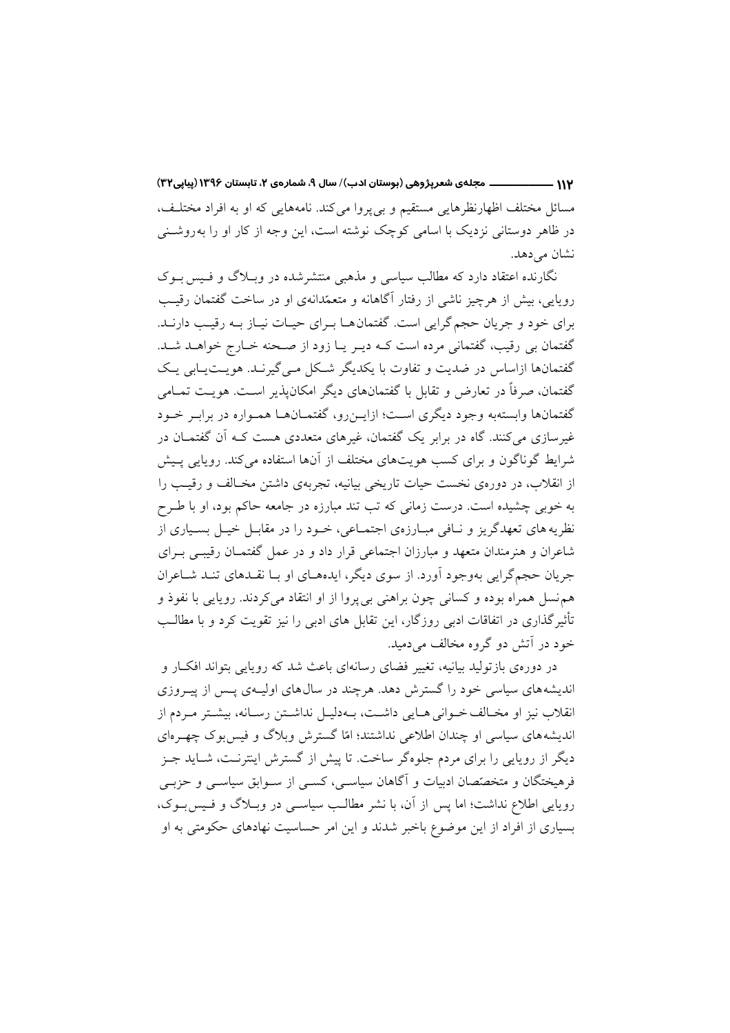مسائل مختلف اظهارنظرهایی مستقیم و بی‌پروا می‌کند. نامه‌هایی که او به افراد مختلف، در ظاهر دوستانی نزدیک با اسامی کوچک نوشته است، این وجه از کار او را به‌روشنی نشان می‌دهد.

نگارنده اعتقاد دارد که مطالب سیاسی و مذهبی منتشرشده در وبلاگ و فیس بوک رویایی، بیش از هرچیز ناشی از رفتار آگاهانه و متعمّدانه‌ی او در ساخت گفتمان رقیب برای خود و جریان حجم‌گرایی است. گفتمان‌ها برای حیات نیاز به رقیب دارند. گفتمان بی رقیب، گفتمانی مرده است که دیر یا زود از صحنه خارج خواهد شد. گفتمان‌ها ازاساس در ضدیت و تفاوت با یکدیگر شکل می‌گیرند. هویت‌یابی یک گفتمان، صرفاً در تعارض و تقابل با گفتمان‌های دیگر امکان‌پذیر است. هویت تمامی گفتمان‌ها وابسته‌به وجود دیگری است؛ ازاین‌رو، گفتمان‌ها همواره در برابر خود غیرسازی می‌کنند. گاه در برابر یک گفتمان، غیرهای متعددی هست که آن گفتمان در شرایط گوناگون و برای کسب هویت‌های مختلف از آن‌ها استفاده می‌کند. رویایی پیش از انقلاب، در دوره‌ی نخست حیات تاریخی بیانیه، تجربه‌ی داشتن مخالف و رقیب را به خوبی چشیده است. درست زمانی که تب تند مبارزه در جامعه حاکم بود، او با طرح نظریه های تعهدگریز و نافی مبارزه‌ی اجتماعی، خود را در مقابل خیل بسیاری از شاعران و هنرمندان متعهد و مبارزان اجتماعی قرار داد و در عمل گفتمان رقیبی برای جریان حجم‌گرایی به‌وجود آورد. از سوی دیگر، ایده‌های او با نقدهای تند شاعران هم‌نسل همراه بوده و کسانی چون براهنی بی‌پروا از او انتقاد می‌کردند. رویایی با نفوذ و تأثیرگذاری در اتفاقات ادبی روزگار، این تقابل های ادبی را نیز تقویت کرد و با مطالب خود در آتش دو گروه مخالف می‌دمید.

در دوره‌ی بازتولید بیانیه، تغییر فضای رسانه‌ای باعث شد که رویایی بتواند افکار و اندیشه‌های سیاسی خود را گسترش دهد. هرچند در سال‌های اولیه‌ی پس از پیروزی انقلاب نیز او مخالف خوانی هایی داشت، به‌دلیل نداشتن رسانه، بیشتر مردم از اندیشه‌های سیاسی او چندان اطلاعی نداشتند؛ امّا گسترش وبلاگ و فیس‌بوک چهره‌ای دیگر از رویایی را برای مردم جلوه‌گر ساخت. تا پیش از گسترش اینترنت، شاید جز فرهیختگان و متخصّصان ادبیات و آگاهان سیاسی، کسی از سوابق سیاسی و حزبی رویایی اطلاع نداشت؛ اما پس از آن، با نشر مطالب سیاسی در وبلاگ و فیس‌بوک، بسیاری از افراد از این موضوع باخبر شدند و این امر حساسیت نهادهای حکومتی به او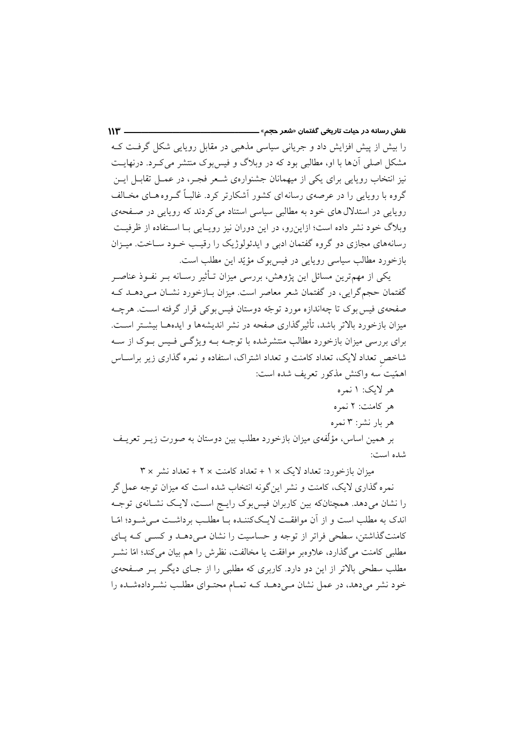را بیش از پیش افزایش داد و جریانی سیاسی مذهبی در مقابل رویایی شکل گرفت کـه مشکل اصلی آن‌ها با او، مطالبی بود که در وبلاگ و فیس‌بوک منتشر می‌کـرد. درنهایـت نیز انتخاب رویایی برای یکی از میهمانان جشنواره‌ی شـعر فجـر، در عمـل تقابـل ایـن گروه با رویایی را در عرصه‌ی رسانه‌ای کشور آشکارتر کرد. غالباً گـروه‌هـای مخـالف رویایی در استدلال‌های خود به مطالبی سیاسی استناد می‌کردند که رویایی در صـفحه‌ی وبلاگ خود نشر داده است؛ ازاین‌رو، در این دوران نیز رویـایی بـا اسـتفاده از ظرفیـت رسانه‌های مجازی دو گروه گفتمان ادبی و ایدئولوژیک را رقیـب خـود سـاخت. میـزان بازخورد مطالب سیاسی رویایی در فیس‌بوک مؤیّد این مطلب است.

یکی از مهم‌ترین مسائل این پژوهش، بررسی میزان تـأثیر رسـانه بـر نفـوذ عناصـر گفتمان حجم‌گرایی، در گفتمان شعر معاصر است. میزان بـازخورد نشـان مـی‌دهـد کـه صفحه‌ی فیس‌بوک تا چه‌اندازه مورد توجّه دوستان فیس‌بوکی قرار گرفته اسـت. هرچـه میزان بازخورد بالاتر باشد، تأثیرگذاری صفحه در نشر اندیشه‌ها و ایده‌هـا بیشـتر اسـت. برای بررسی میزان بازخورد مطالب منتشرشده با توجـه بـه ویژگـی فـیس بـوک از سـه شاخصِ تعداد لایک، تعداد کامنت و تعداد اشتراک، استفاده و نمره گذاری زیر براسـاس اهمّیت سه واکنش مذکور تعریف شده است:

هر لایک: ۱ نمره

هر کامنت: ۲ نمره

هر بار نشر: ۳ نمره

بر همین اساس، مؤلّفه‌ی میزان بازخورد مطلب بین دوستان به صورت زیـر تعریـف شده است:

میزان بازخورد: تعداد لایک × ۱ + تعداد کامنت × ۲ + تعداد نشر × ۳

نمره گذاری لایک، کامنت و نشر این‌گونه انتخاب شده است که میزان توجه عمل گر را نشان می‌دهد. همچنان‌که بین کاربران فیس‌بوک رایـج اسـت، لایـک نشـانه‌ی توجـه اندک به مطلب است و از آن موافقـت لایـک‌کننـده بـا مطلـب برداشـت مـی‌شـود؛ امّـا کامنت‌گذاشتن، سطحی فراتر از توجه و حساسیت را نشان مـی‌دهـد و کسـی کـه پـای مطلبی کامنت می‌گذارد، علاوه‌بر موافقت یا مخالفت، نظرش را هم بیان می‌کند؛ امّا نشـر مطلب سطحی بالاتر از این دو دارد. کاربری که مطلبی را از جـای دیگـر بـر صـفحه‌ی خود نشر می‌دهد، در عمل نشان مـی‌دهـد کـه تمـام محتـوای مطلـب نشـرداده‌شـده را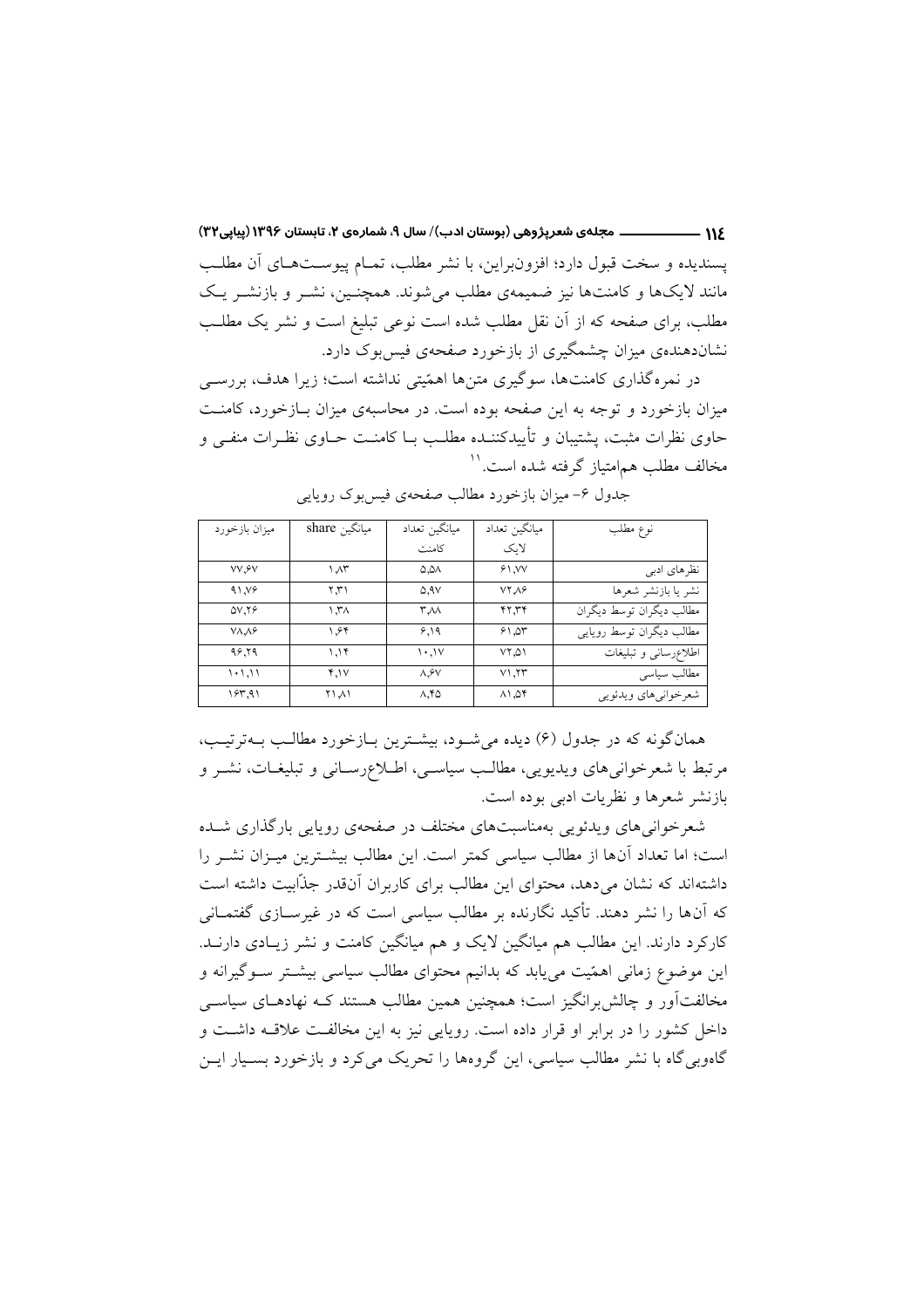پسندیده و سخت قبول دارد؛ افزون‌براین، با نشر مطلب، تمـام پیوسـت‌هـای آن مطلـب مانند لایک‌ها و کامنت‌ها نیز ضمیمه‌ی مطلب می‌شوند. همچنـین، نشـر و بازنشـر یـک مطلب، برای صفحه که از آن نقل مطلب شده است نوعی تبلیغ است و نشر یک مطلـب نشان‌دهنده‌ی میزان چشمگیری از بازخورد صفحه‌ی فیس‌بوک دارد.

در نمره‌گذاری کامنت‌ها، سوگیری متن‌ها اهمّیتی نداشته است؛ زیرا هدف، بررسـی میزان بازخورد و توجه به این صفحه بوده است. در محاسبه‌ی میزان بـازخورد، کامنـت حاوی نظرات مثبت، پشتیبان و تأییدکننـده مطلـب بـا کامنـت حـاوی نظـرات منفـی و مخالف مطلب هم‌امتیاز گرفته شده است.[11]

جدول ۶- میزان بازخورد مطالب صفحه‌ی فیس‌بوک رویایی

| نوع مطلب | میانگین تعداد لایک | میانگین تعداد کامنت | میانگین share | میزان بازخورد |
|---|---|---|---|---|
| نظرهای ادبی | ۶۱,۷۷ | ۵,۵۸ | ۱,۸۳ | ۷۷,۶۷ |
| نشر یا بازنشر شعرها | ۷۲,۸۶ | ۵,۹۷ | ۲,۳۱ | ۹۱,۷۶ |
| مطالب دیگران توسط دیگران | ۴۲,۳۴ | ۳,۸۸ | ۱,۳۸ | ۵۷,۲۶ |
| مطالب دیگران توسط رویایی | ۶۱,۵۳ | ۶,۱۹ | ۱,۶۴ | ۷۸,۸۶ |
| اطلاع‌رسانی و تبلیغات | ۷۲,۵۱ | ۱۰,۱۷ | ۱,۱۴ | ۹۶,۲۹ |
| مطالب سیاسی | ۷۱,۲۳ | ۸,۶۷ | ۴,۱۷ | ۱۰۱,۱۱ |
| شعرخوانی‌های ویدئویی | ۸۱,۵۴ | ۸,۴۵ | ۲۱,۸۱ | ۱۶۳,۹۱ |

همان‌گونه که در جدول (۶) دیده می‌شـود، بیشـترین بـازخورد مطالـب بـه‌ترتیـب، مرتبط با شعرخوانی‌های ویدیویی، مطالـب سیاسـی، اطـلاع‌رسـانی و تبلیغـات، نشـر و بازنشر شعرها و نظریات ادبی بوده است.

شعرخوانی‌های ویدئویی به‌مناسبت‌های مختلف در صفحه‌ی رویایی بارگذاری شـده است؛ اما تعداد آن‌ها از مطالب سیاسی کمتر است. این مطالب بیشـترین میـزان نشـر را داشته‌اند که نشان می‌دهد، محتوای این مطالب برای کاربران آن‌قدر جذّابیت داشته است که آن‌ها را نشر دهند. تأکید نگارنده بر مطالب سیاسی است که در غیرسـازی گفتمـانی کارکرد دارند. این مطالب هم میانگین لایک و هم میانگین کامنت و نشر زیـادی دارنـد. این موضوع زمانی اهمّیت می‌یابد که بدانیم محتوای مطالب سیاسی بیشـتر سـوگیرانه و مخالفت‌آور و چالش‌برانگیز است؛ همچنین همین مطالب هستند کـه نهادهـای سیاسـی داخل کشور را در برابر او قرار داده است. رویایی نیز به این مخالفـت علاقـه داشـت و گاه‌وبی‌گاه با نشر مطالب سیاسی، این گروه‌ها را تحریک می‌کرد و بازخورد بسـیار ایـن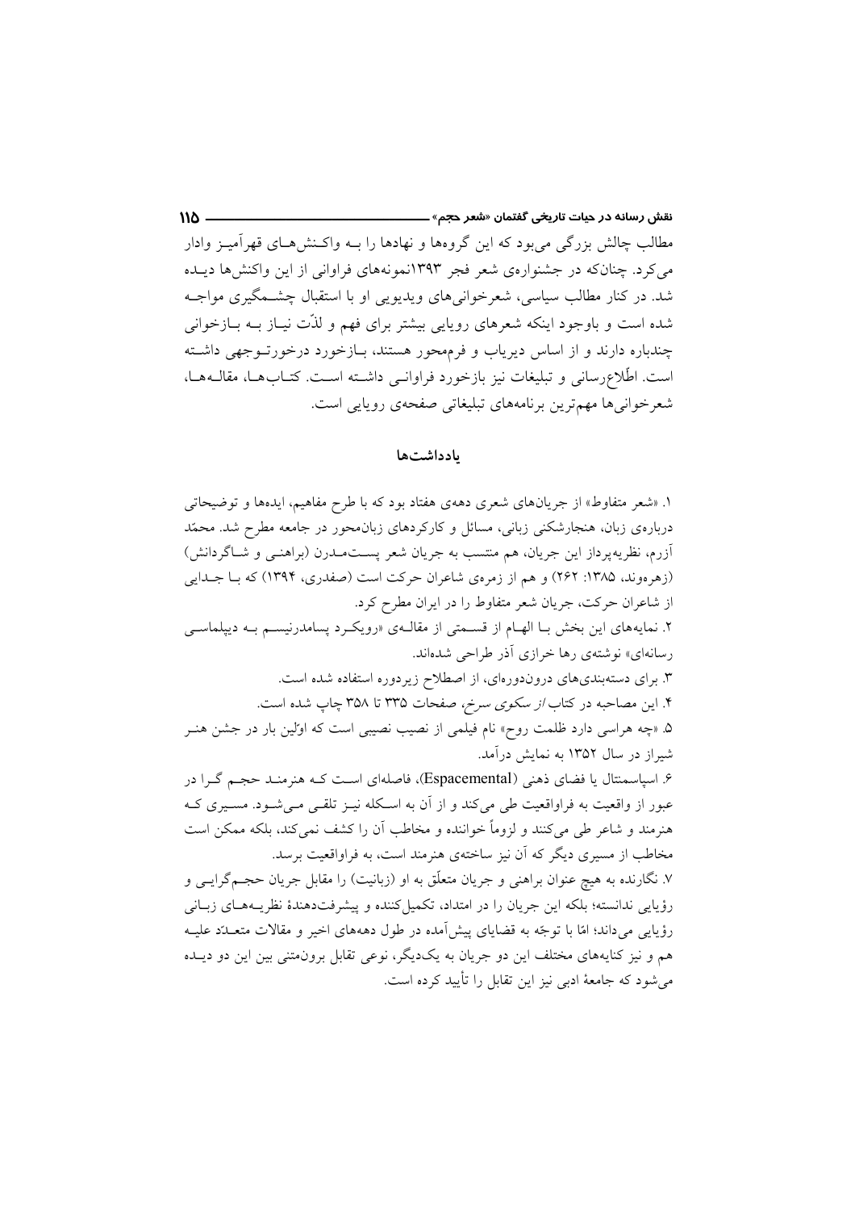مطالب چالش بزرگی می‌بود که این گروه‌ها و نهادها را بــه واکـنش‌هـای قهرآمیـز وادار می‌کرد. چنان‌که در جشنواره‌ی شعر فجر ۱۳۹۳نمونه‌های فراوانی از این واکنش‌ها دیـده شد. در کنار مطالب سیاسی، شعرخوانی‌های ویدیویی او با استقبال چشـمگیری مواجـه شده است و باوجود اینکه شعرهای رویایی بیشتر برای فهم و لذّت نیـاز بـه بـازخوانی چندباره دارند و از اساس دیریاب و فرم‌محور هستند، بـازخورد درخورتـوجهی داشـته است. اطّلاع‌رسانی و تبلیغات نیز بازخورد فراوانـی داشـته اسـت. کتـاب‌هـا، مقالـه‌هـا، شعرخوانی‌ها مهم‌ترین برنامه‌های تبلیغاتی صفحه‌ی رویایی است.

## یادداشت‌ها

۱. «شعر متفاوط» از جریان‌های شعری دهه‌ی هفتاد بود که با طرح مفاهیم، ایده‌ها و توضیحاتی درباره‌ی زبان، هنجارشکنی زبانی، مسائل و کارکردهای زبان‌محور در جامعه مطرح شد. محمّد آزرم، نظریه‌پرداز این جریان، هم منتسب به جریان شعر پسـت‌مـدرن (براهنـی و شـاگردانش) (زهره‌وند، ۱۳۸۵: ۲۶۲) و هم از زمره‌ی شاعران حرکت است (صفدری، ۱۳۹۴) که بـا جـدایی از شاعران حرکت، جریان شعر متفاوط را در ایران مطرح کرد.

۲. نمایه‌های این بخش بـا الهـام از قسـمتی از مقالـه‌ی «رویکـرد پسامدرنیسـم بـه دیپلماسـی رسانه‌ای» نوشته‌ی رها خرازی آذر طراحی شده‌اند.

۳. برای دسته‌بندی‌های درون‌دوره‌ای، از اصطلاح زیردوره استفاده شده است.

۴. این مصاحبه در کتاب *از سکوی سرخ*، صفحات ۳۳۵ تا ۳۵۸ چاپ شده است.

۵. «چه هراسی دارد ظلمت روح» نام فیلمی از نصیب نصیبی است که اوّلین بار در جشن هنـر شیراز در سال ۱۳۵۲ به نمایش درآمد.

۶. اسپاسمنتال یا فضای ذهنی (Espacemental)، فاصله‌ای اسـت کـه هنرمنـد حجـم گـرا در عبور از واقعیت به فراواقعیت طی می‌کند و از آن به اسـکله نیـز تلقـی مـی‌شـود. مسـیری کـه هنرمند و شاعر طی می‌کنند و لزوماً خواننده و مخاطب آن را کشف نمی‌کند، بلکه ممکن است مخاطب از مسیری دیگر که آن نیز ساخته‌ی هنرمند است، به فراواقعیت برسد.

۷. نگارنده به هیچ عنوان براهنی و جریان متعلّق به او (زبانیت) را مقابل جریان حجـم‌گرایـی و رؤیایی ندانسته؛ بلکه این جریان را در امتداد، تکمیل‌کننده و پیشرفت‌دهندهٔ نظریـه‌هـای زبـانی رؤیایی می‌داند؛ امّا با توجّه به قضایای پیش‌آمده در طول دهه‌های اخیر و مقالات متعـدّد علیـه هم و نیز کنایه‌های مختلف این دو جریان به یک‌دیگر، نوعی تقابل برون‌متنی بین این دو دیـده می‌شود که جامعهٔ ادبی نیز این تقابل را تأیید کرده است.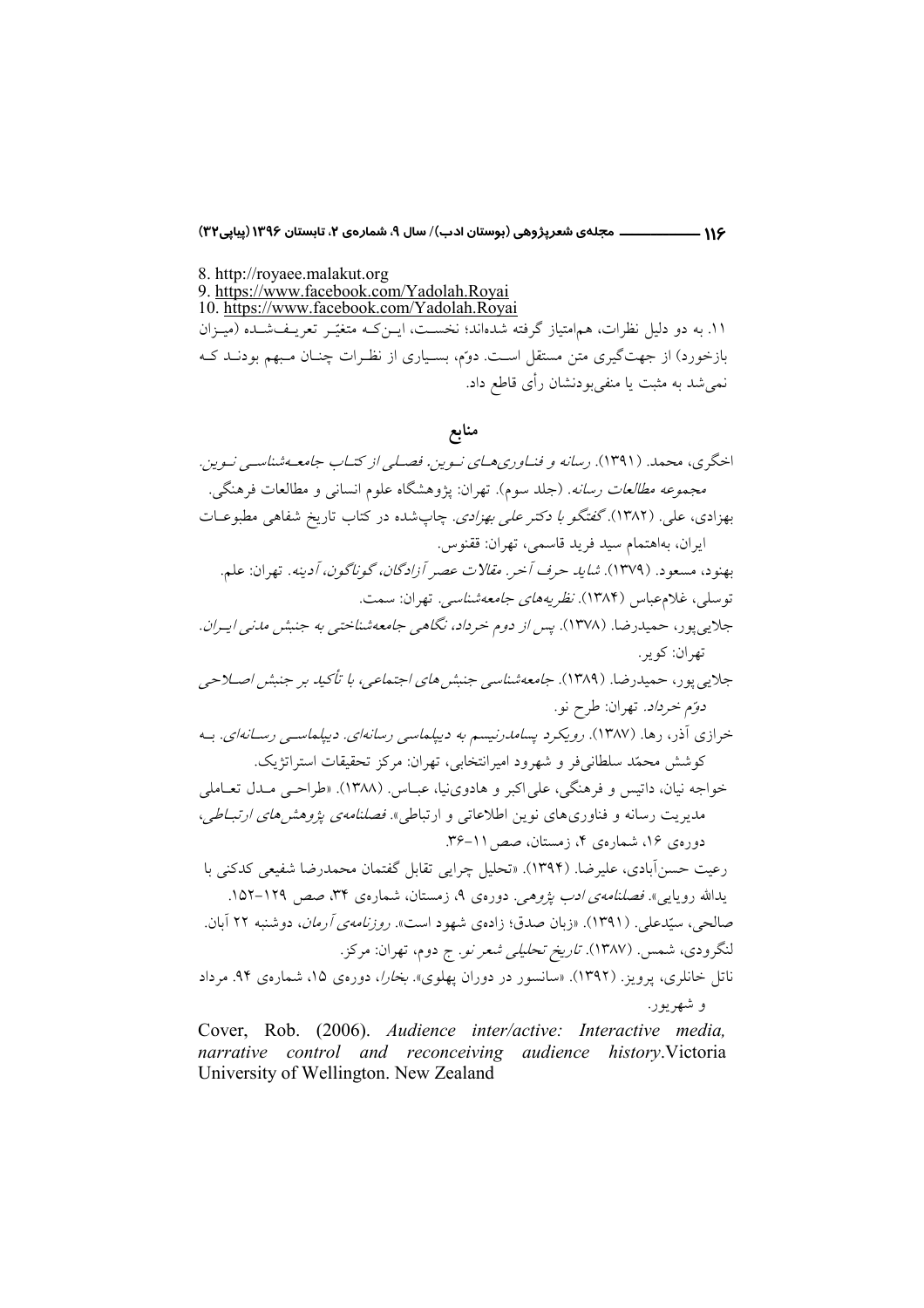8. http://royaee.malakut.org
9. https://www.facebook.com/Yadolah.Royai
10. https://www.facebook.com/Yadolah.Royai

۱۱. به دو دلیل نظرات، هم‌امتیاز گرفته شده‌اند؛ نخست، این‌که متغیّر تعریف‌شده (میزان بازخورد) از جهت‌گیری متن مستقل است. دوّم، بسیاری از نظرات چنان مبهم بودند که نمی‌شد به مثبت یا منفی‌بودنشان رأی قاطع داد.

## منابع

اخگری، محمد. (۱۳۹۱). *رسانه و فناوری‌های نوین. فصلی از کتاب جامعه‌شناسی نوین. مجموعه مطالعات رسانه*. (جلد سوم). تهران: پژوهشگاه علوم انسانی و مطالعات فرهنگی.

بهزادی، علی. (۱۳۸۲). *گفتگو با دکتر علی بهزادی*. چاپ‌شده در کتاب تاریخ شفاهی مطبوعات ایران، به‌اهتمام سید فرید قاسمی، تهران: ققنوس.

بهنود، مسعود. (۱۳۷۹). *شاید حرف آخر. مقالات عصر آزادگان، گوناگون، آدینه*. تهران: علم.

توسلی، غلام‌عباس (۱۳۸۴). *نظریه‌های جامعه‌شناسی*. تهران: سمت.

جلایی‌پور، حمیدرضا. (۱۳۷۸). *پس از دوم خرداد، نگاهی جامعه‌شناختی به جنبش مدنی ایران*. تهران: کویر.

جلایی‌پور، حمیدرضا. (۱۳۸۹). *جامعه‌شناسی جنبش‌های اجتماعی، با تأکید بر جنبش اصلاحی دوّم خرداد*. تهران: طرح نو.

خرازی آذر، رها. (۱۳۸۷). *رویکرد پسامدرنیسم به دیپلماسی رسانه‌ای. دیپلماسی رسانه‌ای*. به کوشش محمّد سلطانی‌فر و شهرود امیرانتخابی، تهران: مرکز تحقیقات استراتژیک.

خواجه نیان، داتیس و فرهنگی، علی‌اکبر و هادوی‌نیا، عباس. (۱۳۸۸). «طراحی مدل تعاملی مدیریت رسانه و فناوری‌های نوین اطلاعاتی و ارتباطی». *فصلنامه‌ی پژوهش‌های ارتباطی*، دوره‌ی ۱۶، شماره‌ی ۴، زمستان، صص ۱۱-۳۶.

رعیت حسن‌آبادی، علیرضا. (۱۳۹۴). «تحلیل چرایی تقابل گفتمان محمدرضا شفیعی کدکنی با یدالله رویایی». *فصلنامه‌ی ادب پژوهی*. دوره‌ی ۹، زمستان، شماره‌ی ۳۴، صص ۱۲۹-۱۵۲.

صالحی، سیّدعلی. (۱۳۹۱). «زبان صدق؛ زاده‌ی شهود است». *روزنامه‌ی آرمان*، دوشنبه ۲۲ آبان.

لنگرودی، شمس. (۱۳۸۷). *تاریخ تحلیلی شعر نو*. ج دوم، تهران: مرکز.

ناتل خانلری، پرویز. (۱۳۹۲). «سانسور در دوران پهلوی». *بخارا*، دوره‌ی ۱۵، شماره‌ی ۹۴. مرداد و شهریور.

Cover, Rob. (2006). *Audience inter/active: Interactive media, narrative control and reconceiving audience history*.Victoria University of Wellington. New Zealand